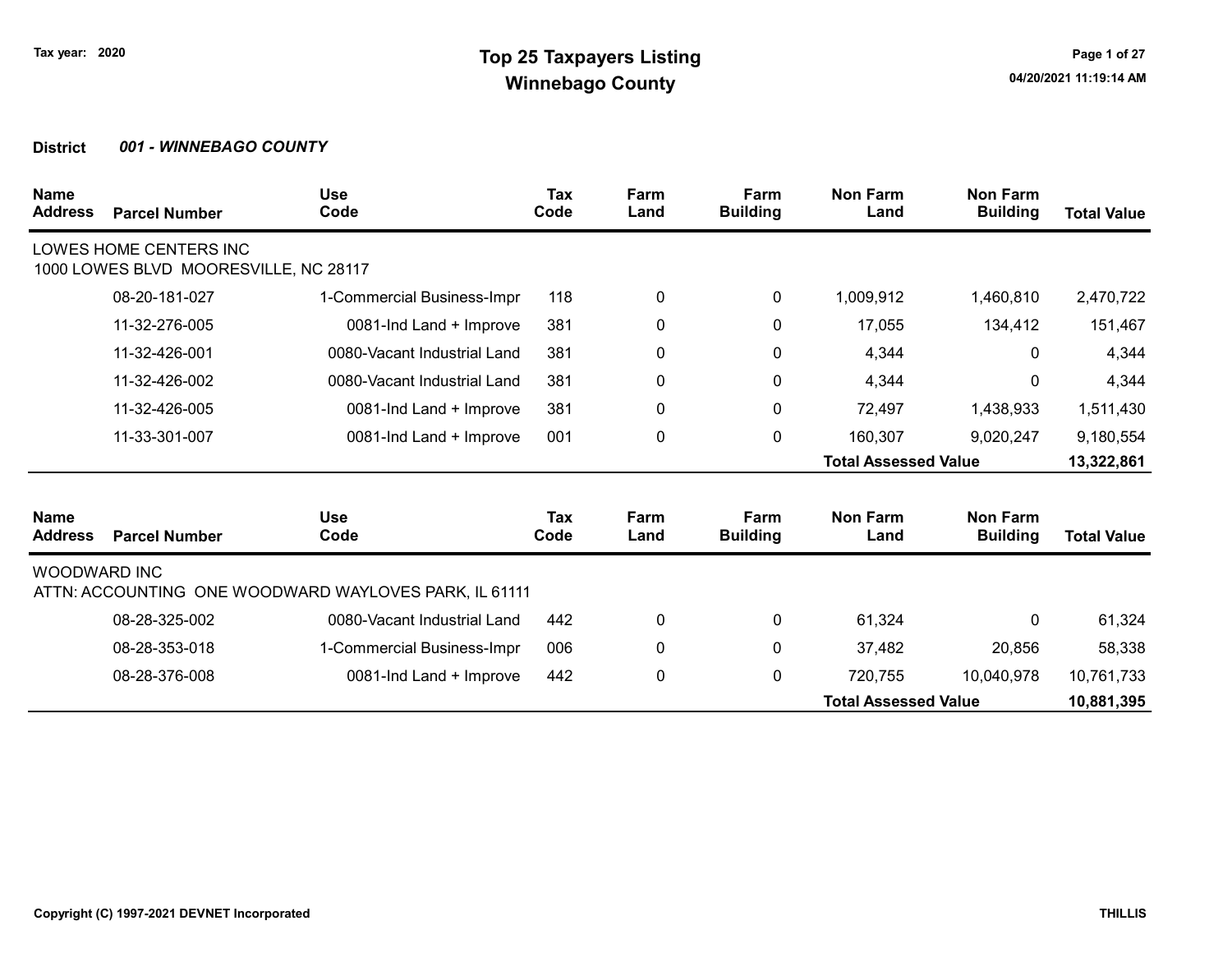Tax year: 2020

# Top 25 Taxpayers Listing
## Winnebago County

04/20/2021 11:19:14 AM

**District** ***001 - WINNEBAGO COUNTY***

| Name / Address | Parcel Number | Use Code | Tax Code | Farm Land | Farm Building | Non Farm Land | Non Farm Building | Total Value |
|---|---|---|---|---|---|---|---|---|
| LOWES HOME CENTERS INC<br>1000 LOWES BLVD MOORESVILLE, NC 28117 | | | | | | | | |
| | 08-20-181-027 | 1-Commercial Business-Impr | 118 | 0 | 0 | 1,009,912 | 1,460,810 | 2,470,722 |
| | 11-32-276-005 | 0081-Ind Land + Improve | 381 | 0 | 0 | 17,055 | 134,412 | 151,467 |
| | 11-32-426-001 | 0080-Vacant Industrial Land | 381 | 0 | 0 | 4,344 | 0 | 4,344 |
| | 11-32-426-002 | 0080-Vacant Industrial Land | 381 | 0 | 0 | 4,344 | 0 | 4,344 |
| | 11-32-426-005 | 0081-Ind Land + Improve | 381 | 0 | 0 | 72,497 | 1,438,933 | 1,511,430 |
| | 11-33-301-007 | 0081-Ind Land + Improve | 001 | 0 | 0 | 160,307 | 9,020,247 | 9,180,554 |
| | | | | | | **Total Assessed Value** | | **13,322,861** |

| Name / Address | Parcel Number | Use Code | Tax Code | Farm Land | Farm Building | Non Farm Land | Non Farm Building | Total Value |
|---|---|---|---|---|---|---|---|---|
| WOODWARD INC<br>ATTN: ACCOUNTING ONE WOODWARD WAYLOVES PARK, IL 61111 | | | | | | | | |
| | 08-28-325-002 | 0080-Vacant Industrial Land | 442 | 0 | 0 | 61,324 | 0 | 61,324 |
| | 08-28-353-018 | 1-Commercial Business-Impr | 006 | 0 | 0 | 37,482 | 20,856 | 58,338 |
| | 08-28-376-008 | 0081-Ind Land + Improve | 442 | 0 | 0 | 720,755 | 10,040,978 | 10,761,733 |
| | | | | | | **Total Assessed Value** | | **10,881,395** |

Copyright (C) 1997-2021 DEVNET Incorporated

THILLIS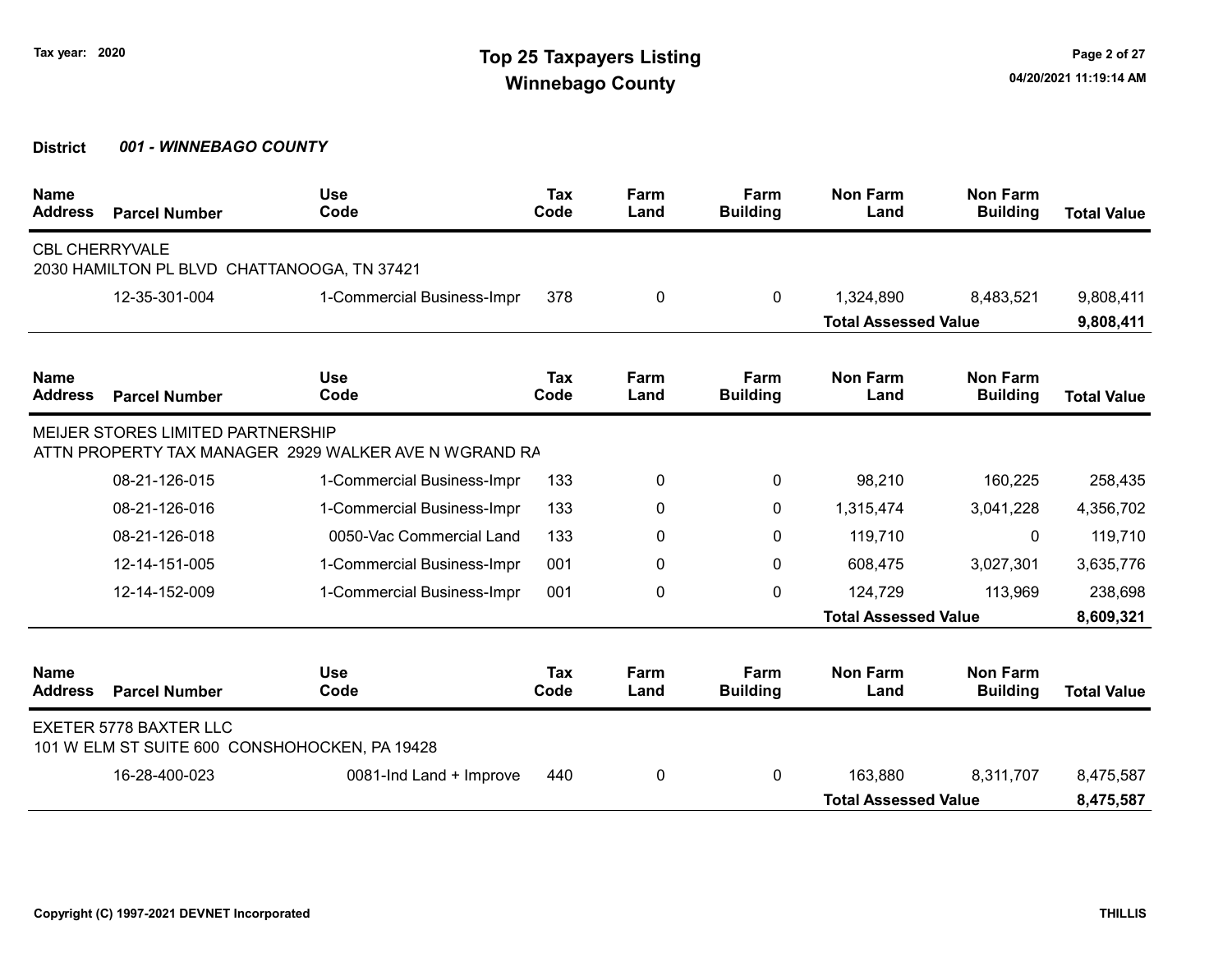**District** ***001 - WINNEBAGO COUNTY***

| Name Address | Parcel Number | Use Code | Tax Code | Farm Land | Farm Building | Non Farm Land | Non Farm Building | Total Value |
|---|---|---|---|---|---|---|---|---|
| CBL CHERRYVALE<br>2030 HAMILTON PL BLVD CHATTANOOGA, TN 37421 | | | | | | | | |
| | 12-35-301-004 | 1-Commercial Business-Impr | 378 | 0 | 0 | 1,324,890 | 8,483,521 | 9,808,411 |
| | | | | | | **Total Assessed Value** | | **9,808,411** |

| Name Address | Parcel Number | Use Code | Tax Code | Farm Land | Farm Building | Non Farm Land | Non Farm Building | Total Value |
|---|---|---|---|---|---|---|---|---|
| MEIJER STORES LIMITED PARTNERSHIP<br>ATTN PROPERTY TAX MANAGER 2929 WALKER AVE N WGRAND RA | | | | | | | | |
| | 08-21-126-015 | 1-Commercial Business-Impr | 133 | 0 | 0 | 98,210 | 160,225 | 258,435 |
| | 08-21-126-016 | 1-Commercial Business-Impr | 133 | 0 | 0 | 1,315,474 | 3,041,228 | 4,356,702 |
| | 08-21-126-018 | 0050-Vac Commercial Land | 133 | 0 | 0 | 119,710 | 0 | 119,710 |
| | 12-14-151-005 | 1-Commercial Business-Impr | 001 | 0 | 0 | 608,475 | 3,027,301 | 3,635,776 |
| | 12-14-152-009 | 1-Commercial Business-Impr | 001 | 0 | 0 | 124,729 | 113,969 | 238,698 |
| | | | | | | **Total Assessed Value** | | **8,609,321** |

| Name Address | Parcel Number | Use Code | Tax Code | Farm Land | Farm Building | Non Farm Land | Non Farm Building | Total Value |
|---|---|---|---|---|---|---|---|---|
| EXETER 5778 BAXTER LLC<br>101 W ELM ST SUITE 600 CONSHOHOCKEN, PA 19428 | | | | | | | | |
| | 16-28-400-023 | 0081-Ind Land + Improve | 440 | 0 | 0 | 163,880 | 8,311,707 | 8,475,587 |
| | | | | | | **Total Assessed Value** | | **8,475,587** |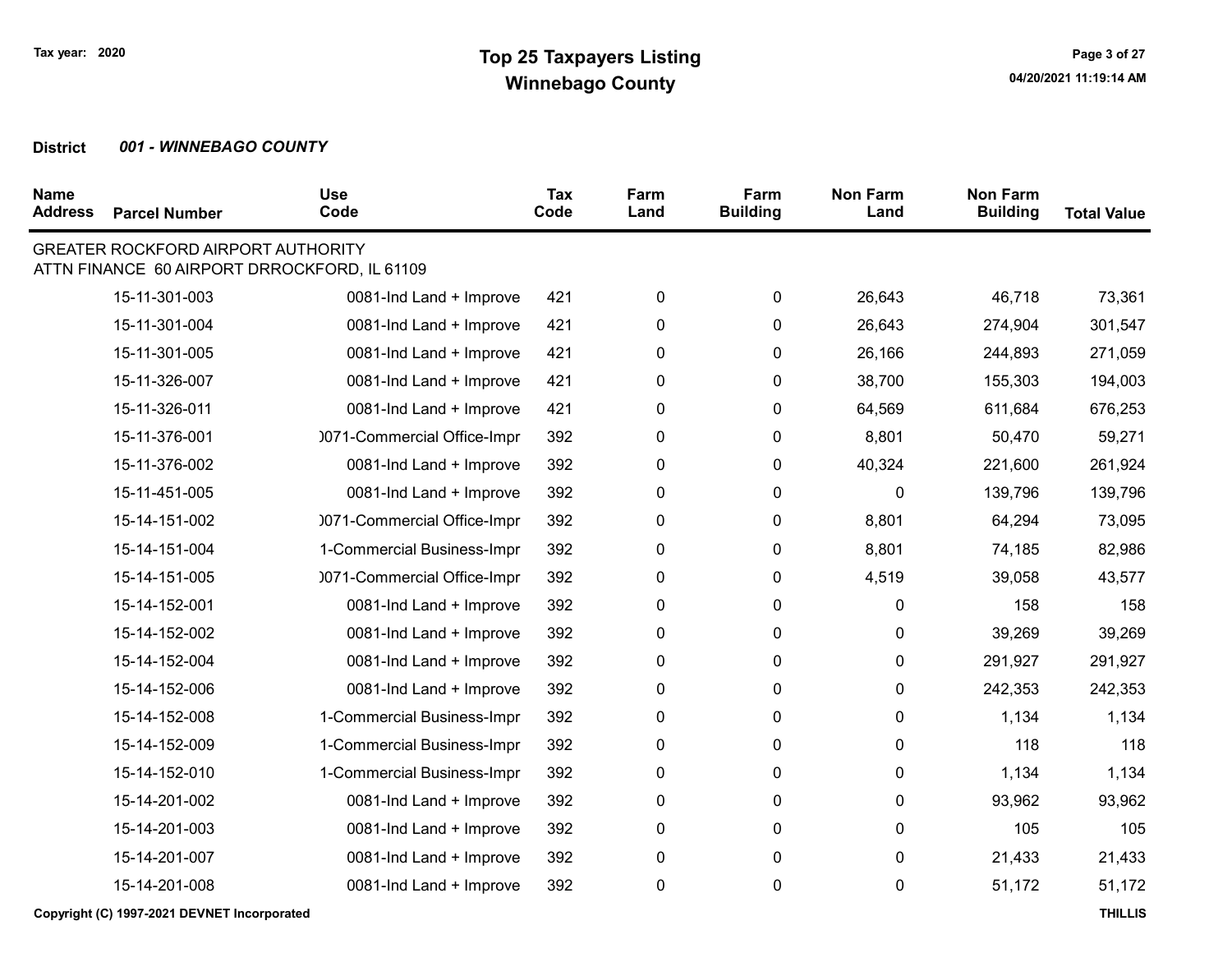# Top 25 Taxpayers Listing
## Winnebago County

Tax year: 2020

**District** ***001 - WINNEBAGO COUNTY***

| Name Address | Parcel Number | Use Code | Tax Code | Farm Land | Farm Building | Non Farm Land | Non Farm Building | Total Value |
|---|---|---|---|---|---|---|---|---|
| GREATER ROCKFORD AIRPORT AUTHORITY<br>ATTN FINANCE 60 AIRPORT DRROCKFORD, IL 61109 | | | | | | | | |
| | 15-11-301-003 | 0081-Ind Land + Improve | 421 | 0 | 0 | 26,643 | 46,718 | 73,361 |
| | 15-11-301-004 | 0081-Ind Land + Improve | 421 | 0 | 0 | 26,643 | 274,904 | 301,547 |
| | 15-11-301-005 | 0081-Ind Land + Improve | 421 | 0 | 0 | 26,166 | 244,893 | 271,059 |
| | 15-11-326-007 | 0081-Ind Land + Improve | 421 | 0 | 0 | 38,700 | 155,303 | 194,003 |
| | 15-11-326-011 | 0081-Ind Land + Improve | 421 | 0 | 0 | 64,569 | 611,684 | 676,253 |
| | 15-11-376-001 | )071-Commercial Office-Impr | 392 | 0 | 0 | 8,801 | 50,470 | 59,271 |
| | 15-11-376-002 | 0081-Ind Land + Improve | 392 | 0 | 0 | 40,324 | 221,600 | 261,924 |
| | 15-11-451-005 | 0081-Ind Land + Improve | 392 | 0 | 0 | 0 | 139,796 | 139,796 |
| | 15-14-151-002 | )071-Commercial Office-Impr | 392 | 0 | 0 | 8,801 | 64,294 | 73,095 |
| | 15-14-151-004 | 1-Commercial Business-Impr | 392 | 0 | 0 | 8,801 | 74,185 | 82,986 |
| | 15-14-151-005 | )071-Commercial Office-Impr | 392 | 0 | 0 | 4,519 | 39,058 | 43,577 |
| | 15-14-152-001 | 0081-Ind Land + Improve | 392 | 0 | 0 | 0 | 158 | 158 |
| | 15-14-152-002 | 0081-Ind Land + Improve | 392 | 0 | 0 | 0 | 39,269 | 39,269 |
| | 15-14-152-004 | 0081-Ind Land + Improve | 392 | 0 | 0 | 0 | 291,927 | 291,927 |
| | 15-14-152-006 | 0081-Ind Land + Improve | 392 | 0 | 0 | 0 | 242,353 | 242,353 |
| | 15-14-152-008 | 1-Commercial Business-Impr | 392 | 0 | 0 | 0 | 1,134 | 1,134 |
| | 15-14-152-009 | 1-Commercial Business-Impr | 392 | 0 | 0 | 0 | 118 | 118 |
| | 15-14-152-010 | 1-Commercial Business-Impr | 392 | 0 | 0 | 0 | 1,134 | 1,134 |
| | 15-14-201-002 | 0081-Ind Land + Improve | 392 | 0 | 0 | 0 | 93,962 | 93,962 |
| | 15-14-201-003 | 0081-Ind Land + Improve | 392 | 0 | 0 | 0 | 105 | 105 |
| | 15-14-201-007 | 0081-Ind Land + Improve | 392 | 0 | 0 | 0 | 21,433 | 21,433 |
| | 15-14-201-008 | 0081-Ind Land + Improve | 392 | 0 | 0 | 0 | 51,172 | 51,172 |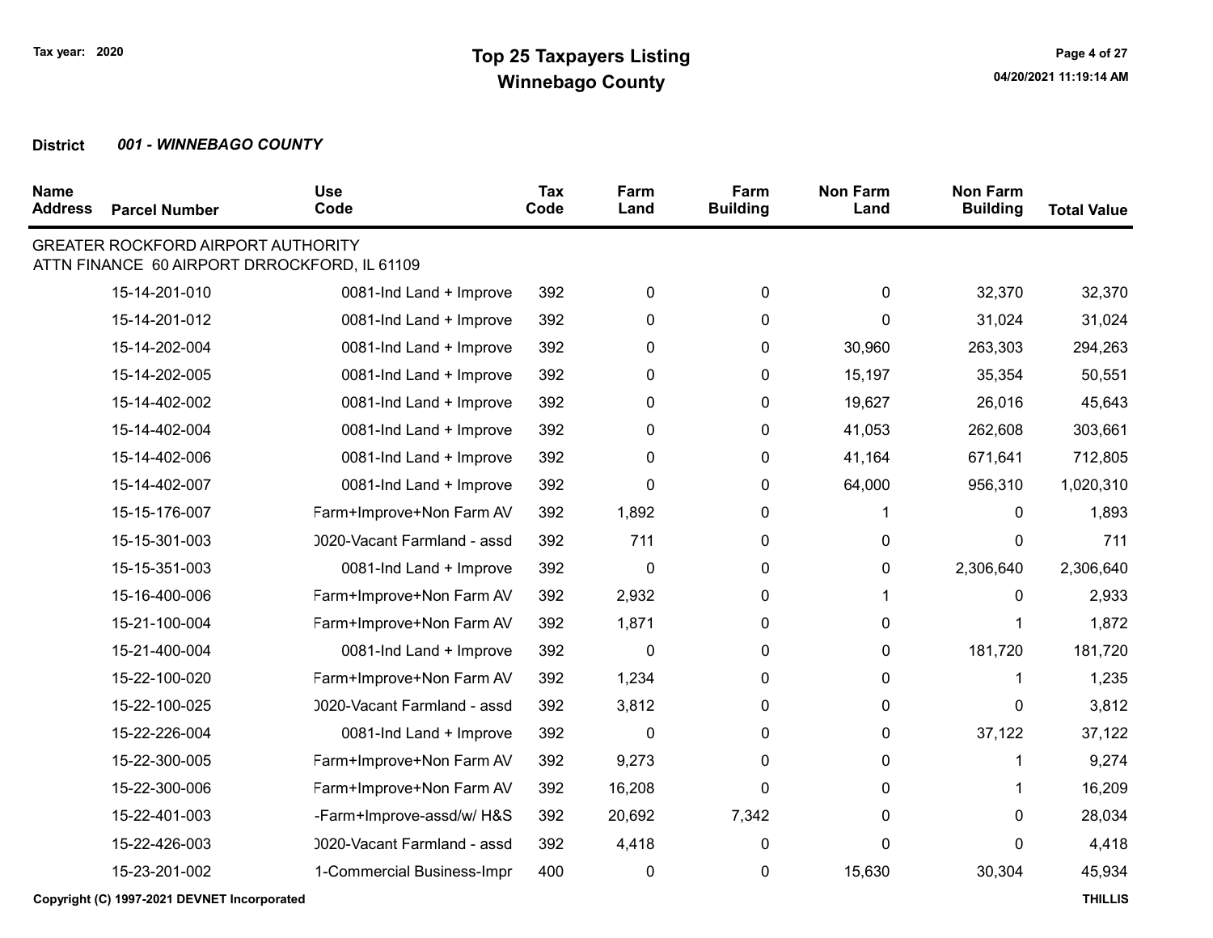Tax year: 2020

# Top 25 Taxpayers Listing
## Winnebago County

**District** ***001 - WINNEBAGO COUNTY***

| Name Address | Parcel Number | Use Code | Tax Code | Farm Land | Farm Building | Non Farm Land | Non Farm Building | Total Value |
|---|---|---|---|---|---|---|---|---|
| GREATER ROCKFORD AIRPORT AUTHORITY<br>ATTN FINANCE 60 AIRPORT DRROCKFORD, IL 61109 | | | | | | | | |
| | 15-14-201-010 | 0081-Ind Land + Improve | 392 | 0 | 0 | 0 | 32,370 | 32,370 |
| | 15-14-201-012 | 0081-Ind Land + Improve | 392 | 0 | 0 | 0 | 31,024 | 31,024 |
| | 15-14-202-004 | 0081-Ind Land + Improve | 392 | 0 | 0 | 30,960 | 263,303 | 294,263 |
| | 15-14-202-005 | 0081-Ind Land + Improve | 392 | 0 | 0 | 15,197 | 35,354 | 50,551 |
| | 15-14-402-002 | 0081-Ind Land + Improve | 392 | 0 | 0 | 19,627 | 26,016 | 45,643 |
| | 15-14-402-004 | 0081-Ind Land + Improve | 392 | 0 | 0 | 41,053 | 262,608 | 303,661 |
| | 15-14-402-006 | 0081-Ind Land + Improve | 392 | 0 | 0 | 41,164 | 671,641 | 712,805 |
| | 15-14-402-007 | 0081-Ind Land + Improve | 392 | 0 | 0 | 64,000 | 956,310 | 1,020,310 |
| | 15-15-176-007 | Farm+Improve+Non Farm AV | 392 | 1,892 | 0 | 1 | 0 | 1,893 |
| | 15-15-301-003 | 0020-Vacant Farmland - assd | 392 | 711 | 0 | 0 | 0 | 711 |
| | 15-15-351-003 | 0081-Ind Land + Improve | 392 | 0 | 0 | 0 | 2,306,640 | 2,306,640 |
| | 15-16-400-006 | Farm+Improve+Non Farm AV | 392 | 2,932 | 0 | 1 | 0 | 2,933 |
| | 15-21-100-004 | Farm+Improve+Non Farm AV | 392 | 1,871 | 0 | 0 | 1 | 1,872 |
| | 15-21-400-004 | 0081-Ind Land + Improve | 392 | 0 | 0 | 0 | 181,720 | 181,720 |
| | 15-22-100-020 | Farm+Improve+Non Farm AV | 392 | 1,234 | 0 | 0 | 1 | 1,235 |
| | 15-22-100-025 | 0020-Vacant Farmland - assd | 392 | 3,812 | 0 | 0 | 0 | 3,812 |
| | 15-22-226-004 | 0081-Ind Land + Improve | 392 | 0 | 0 | 0 | 37,122 | 37,122 |
| | 15-22-300-005 | Farm+Improve+Non Farm AV | 392 | 9,273 | 0 | 0 | 1 | 9,274 |
| | 15-22-300-006 | Farm+Improve+Non Farm AV | 392 | 16,208 | 0 | 0 | 1 | 16,209 |
| | 15-22-401-003 | -Farm+Improve-assd/w/ H&S | 392 | 20,692 | 7,342 | 0 | 0 | 28,034 |
| | 15-22-426-003 | 0020-Vacant Farmland - assd | 392 | 4,418 | 0 | 0 | 0 | 4,418 |
| | 15-23-201-002 | 1-Commercial Business-Impr | 400 | 0 | 0 | 15,630 | 30,304 | 45,934 |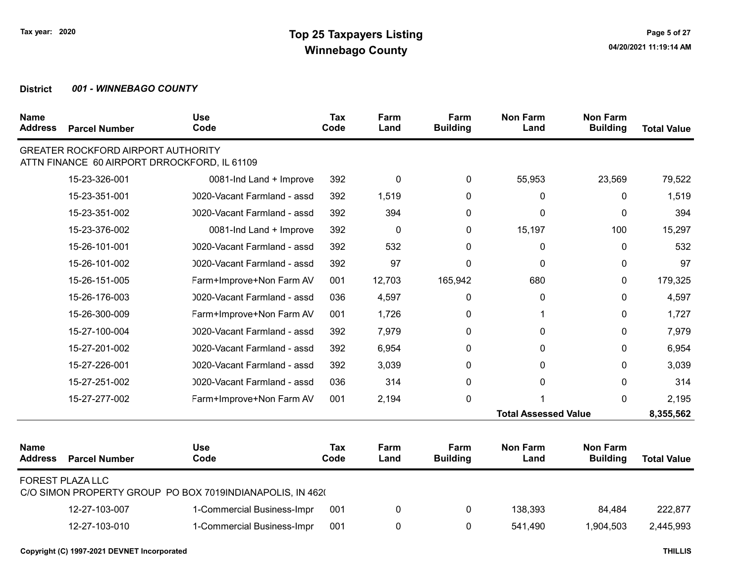# Top 25 Taxpayers Listing
## Winnebago County

Tax year: 2020

**District** ***001 - WINNEBAGO COUNTY***

| Name Address | Parcel Number | Use Code | Tax Code | Farm Land | Farm Building | Non Farm Land | Non Farm Building | Total Value |
|---|---|---|---|---|---|---|---|---|
| GREATER ROCKFORD AIRPORT AUTHORITY<br>ATTN FINANCE 60 AIRPORT DRROCKFORD, IL 61109 | | | | | | | | |
| | 15-23-326-001 | 0081-Ind Land + Improve | 392 | 0 | 0 | 55,953 | 23,569 | 79,522 |
| | 15-23-351-001 | )020-Vacant Farmland - assd | 392 | 1,519 | 0 | 0 | 0 | 1,519 |
| | 15-23-351-002 | )020-Vacant Farmland - assd | 392 | 394 | 0 | 0 | 0 | 394 |
| | 15-23-376-002 | 0081-Ind Land + Improve | 392 | 0 | 0 | 15,197 | 100 | 15,297 |
| | 15-26-101-001 | )020-Vacant Farmland - assd | 392 | 532 | 0 | 0 | 0 | 532 |
| | 15-26-101-002 | )020-Vacant Farmland - assd | 392 | 97 | 0 | 0 | 0 | 97 |
| | 15-26-151-005 | Farm+Improve+Non Farm AV | 001 | 12,703 | 165,942 | 680 | 0 | 179,325 |
| | 15-26-176-003 | )020-Vacant Farmland - assd | 036 | 4,597 | 0 | 0 | 0 | 4,597 |
| | 15-26-300-009 | Farm+Improve+Non Farm AV | 001 | 1,726 | 0 | 1 | 0 | 1,727 |
| | 15-27-100-004 | )020-Vacant Farmland - assd | 392 | 7,979 | 0 | 0 | 0 | 7,979 |
| | 15-27-201-002 | )020-Vacant Farmland - assd | 392 | 6,954 | 0 | 0 | 0 | 6,954 |
| | 15-27-226-001 | )020-Vacant Farmland - assd | 392 | 3,039 | 0 | 0 | 0 | 3,039 |
| | 15-27-251-002 | )020-Vacant Farmland - assd | 036 | 314 | 0 | 0 | 0 | 314 |
| | 15-27-277-002 | Farm+Improve+Non Farm AV | 001 | 2,194 | 0 | 1 | 0 | 2,195 |
| | | | | | | **Total Assessed Value** | | **8,355,562** |

| Name Address | Parcel Number | Use Code | Tax Code | Farm Land | Farm Building | Non Farm Land | Non Farm Building | Total Value |
|---|---|---|---|---|---|---|---|---|
| FOREST PLAZA LLC<br>C/O SIMON PROPERTY GROUP PO BOX 7019INDIANAPOLIS, IN 462( | | | | | | | | |
| | 12-27-103-007 | 1-Commercial Business-Impr | 001 | 0 | 0 | 138,393 | 84,484 | 222,877 |
| | 12-27-103-010 | 1-Commercial Business-Impr | 001 | 0 | 0 | 541,490 | 1,904,503 | 2,445,993 |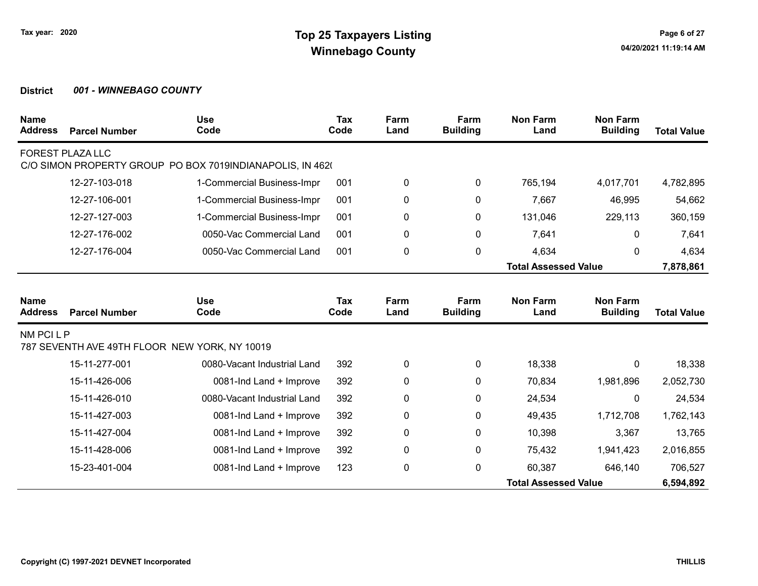# Top 25 Taxpayers Listing

# Winnebago County

Tax year: 2020

**District** *001 - WINNEBAGO COUNTY*

| Name / Address | Parcel Number | Use Code | Tax Code | Farm Land | Farm Building | Non Farm Land | Non Farm Building | Total Value |
|---|---|---|---|---|---|---|---|---|
| FOREST PLAZA LLC | | | | | | | | |
| C/O SIMON PROPERTY GROUP PO BOX 7019INDIANAPOLIS, IN 462( | | | | | | | | |
| | 12-27-103-018 | 1-Commercial Business-Impr | 001 | 0 | 0 | 765,194 | 4,017,701 | 4,782,895 |
| | 12-27-106-001 | 1-Commercial Business-Impr | 001 | 0 | 0 | 7,667 | 46,995 | 54,662 |
| | 12-27-127-003 | 1-Commercial Business-Impr | 001 | 0 | 0 | 131,046 | 229,113 | 360,159 |
| | 12-27-176-002 | 0050-Vac Commercial Land | 001 | 0 | 0 | 7,641 | 0 | 7,641 |
| | 12-27-176-004 | 0050-Vac Commercial Land | 001 | 0 | 0 | 4,634 | 0 | 4,634 |
| | | | | | | **Total Assessed Value** | | **7,878,861** |

| Name / Address | Parcel Number | Use Code | Tax Code | Farm Land | Farm Building | Non Farm Land | Non Farm Building | Total Value |
|---|---|---|---|---|---|---|---|---|
| NM PCI L P | | | | | | | | |
| 787 SEVENTH AVE 49TH FLOOR NEW YORK, NY 10019 | | | | | | | | |
| | 15-11-277-001 | 0080-Vacant Industrial Land | 392 | 0 | 0 | 18,338 | 0 | 18,338 |
| | 15-11-426-006 | 0081-Ind Land + Improve | 392 | 0 | 0 | 70,834 | 1,981,896 | 2,052,730 |
| | 15-11-426-010 | 0080-Vacant Industrial Land | 392 | 0 | 0 | 24,534 | 0 | 24,534 |
| | 15-11-427-003 | 0081-Ind Land + Improve | 392 | 0 | 0 | 49,435 | 1,712,708 | 1,762,143 |
| | 15-11-427-004 | 0081-Ind Land + Improve | 392 | 0 | 0 | 10,398 | 3,367 | 13,765 |
| | 15-11-428-006 | 0081-Ind Land + Improve | 392 | 0 | 0 | 75,432 | 1,941,423 | 2,016,855 |
| | 15-23-401-004 | 0081-Ind Land + Improve | 123 | 0 | 0 | 60,387 | 646,140 | 706,527 |
| | | | | | | **Total Assessed Value** | | **6,594,892** |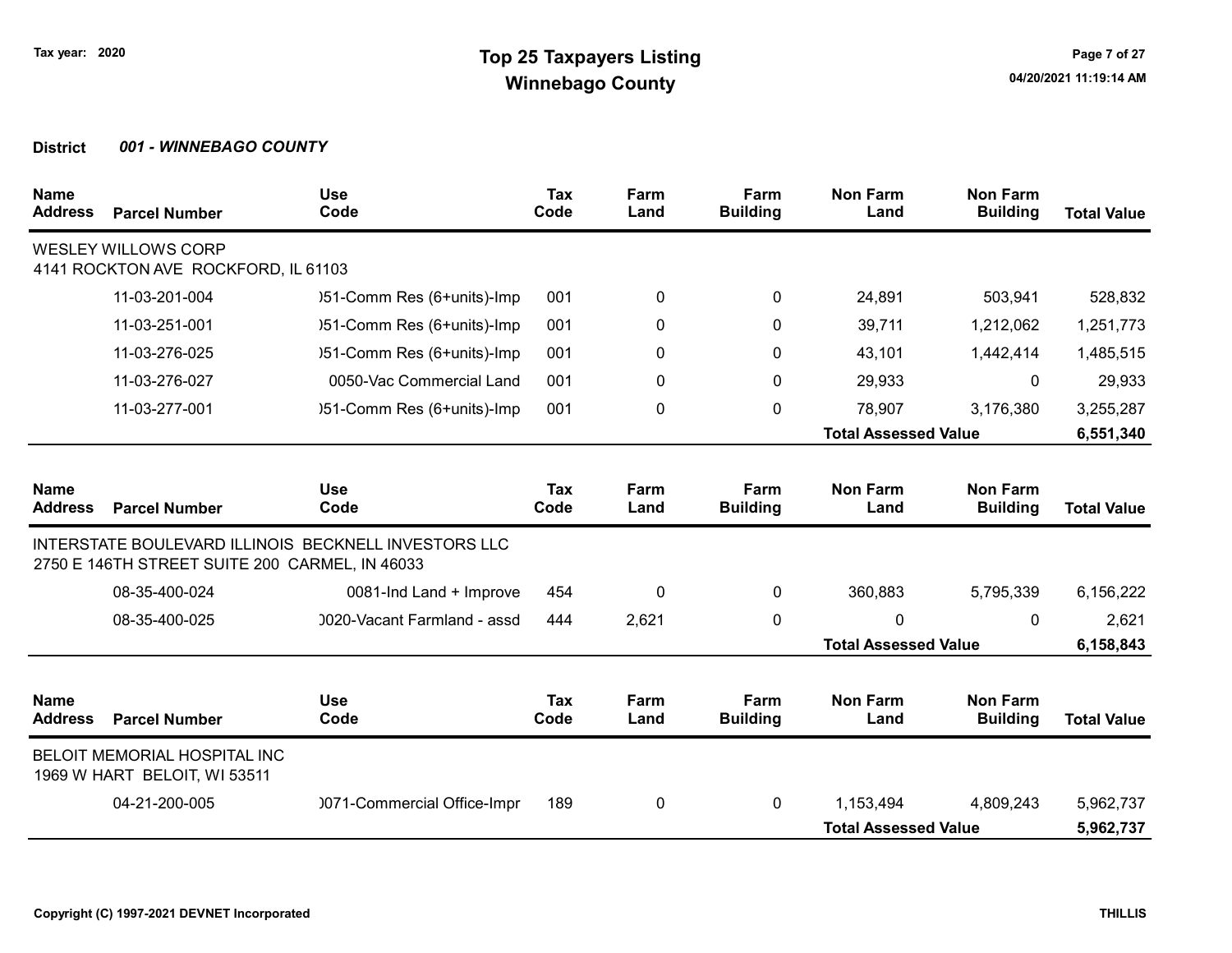**Tax year: 2020**

# Top 25 Taxpayers Listing
## Winnebago County

**District** ***001 - WINNEBAGO COUNTY***

| Name Address | Parcel Number | Use Code | Tax Code | Farm Land | Farm Building | Non Farm Land | Non Farm Building | Total Value |
|---|---|---|---|---|---|---|---|---|
| WESLEY WILLOWS CORP<br>4141 ROCKTON AVE ROCKFORD, IL 61103 | | | | | | | | |
| | 11-03-201-004 | )51-Comm Res (6+units)-Imp | 001 | 0 | 0 | 24,891 | 503,941 | 528,832 |
| | 11-03-251-001 | )51-Comm Res (6+units)-Imp | 001 | 0 | 0 | 39,711 | 1,212,062 | 1,251,773 |
| | 11-03-276-025 | )51-Comm Res (6+units)-Imp | 001 | 0 | 0 | 43,101 | 1,442,414 | 1,485,515 |
| | 11-03-276-027 | 0050-Vac Commercial Land | 001 | 0 | 0 | 29,933 | 0 | 29,933 |
| | 11-03-277-001 | )51-Comm Res (6+units)-Imp | 001 | 0 | 0 | 78,907 | 3,176,380 | 3,255,287 |
| | | | | | | **Total Assessed Value** | | **6,551,340** |

| Name Address | Parcel Number | Use Code | Tax Code | Farm Land | Farm Building | Non Farm Land | Non Farm Building | Total Value |
|---|---|---|---|---|---|---|---|---|
| INTERSTATE BOULEVARD ILLINOIS BECKNELL INVESTORS LLC<br>2750 E 146TH STREET SUITE 200 CARMEL, IN 46033 | | | | | | | | |
| | 08-35-400-024 | 0081-Ind Land + Improve | 454 | 0 | 0 | 360,883 | 5,795,339 | 6,156,222 |
| | 08-35-400-025 | )020-Vacant Farmland - assd | 444 | 2,621 | 0 | 0 | 0 | 2,621 |
| | | | | | | **Total Assessed Value** | | **6,158,843** |

| Name Address | Parcel Number | Use Code | Tax Code | Farm Land | Farm Building | Non Farm Land | Non Farm Building | Total Value |
|---|---|---|---|---|---|---|---|---|
| BELOIT MEMORIAL HOSPITAL INC<br>1969 W HART BELOIT, WI 53511 | | | | | | | | |
| | 04-21-200-005 | )071-Commercial Office-Impr | 189 | 0 | 0 | 1,153,494 | 4,809,243 | 5,962,737 |
| | | | | | | **Total Assessed Value** | | **5,962,737** |

**Copyright (C) 1997-2021 DEVNET Incorporated** **THILLIS**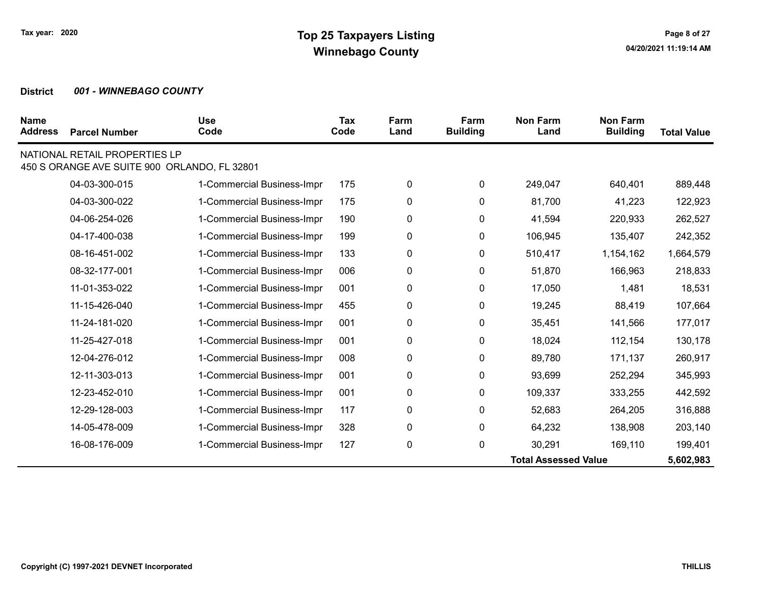# Top 25 Taxpayers Listing
## Winnebago County

Tax year: 2020

**District** *001 - WINNEBAGO COUNTY*

| Name Address | Parcel Number | Use Code | Tax Code | Farm Land | Farm Building | Non Farm Land | Non Farm Building | Total Value |
|---|---|---|---|---|---|---|---|---|
| NATIONAL RETAIL PROPERTIES LP<br>450 S ORANGE AVE SUITE 900 ORLANDO, FL 32801 | | | | | | | | |
| | 04-03-300-015 | 1-Commercial Business-Impr | 175 | 0 | 0 | 249,047 | 640,401 | 889,448 |
| | 04-03-300-022 | 1-Commercial Business-Impr | 175 | 0 | 0 | 81,700 | 41,223 | 122,923 |
| | 04-06-254-026 | 1-Commercial Business-Impr | 190 | 0 | 0 | 41,594 | 220,933 | 262,527 |
| | 04-17-400-038 | 1-Commercial Business-Impr | 199 | 0 | 0 | 106,945 | 135,407 | 242,352 |
| | 08-16-451-002 | 1-Commercial Business-Impr | 133 | 0 | 0 | 510,417 | 1,154,162 | 1,664,579 |
| | 08-32-177-001 | 1-Commercial Business-Impr | 006 | 0 | 0 | 51,870 | 166,963 | 218,833 |
| | 11-01-353-022 | 1-Commercial Business-Impr | 001 | 0 | 0 | 17,050 | 1,481 | 18,531 |
| | 11-15-426-040 | 1-Commercial Business-Impr | 455 | 0 | 0 | 19,245 | 88,419 | 107,664 |
| | 11-24-181-020 | 1-Commercial Business-Impr | 001 | 0 | 0 | 35,451 | 141,566 | 177,017 |
| | 11-25-427-018 | 1-Commercial Business-Impr | 001 | 0 | 0 | 18,024 | 112,154 | 130,178 |
| | 12-04-276-012 | 1-Commercial Business-Impr | 008 | 0 | 0 | 89,780 | 171,137 | 260,917 |
| | 12-11-303-013 | 1-Commercial Business-Impr | 001 | 0 | 0 | 93,699 | 252,294 | 345,993 |
| | 12-23-452-010 | 1-Commercial Business-Impr | 001 | 0 | 0 | 109,337 | 333,255 | 442,592 |
| | 12-29-128-003 | 1-Commercial Business-Impr | 117 | 0 | 0 | 52,683 | 264,205 | 316,888 |
| | 14-05-478-009 | 1-Commercial Business-Impr | 328 | 0 | 0 | 64,232 | 138,908 | 203,140 |
| | 16-08-176-009 | 1-Commercial Business-Impr | 127 | 0 | 0 | 30,291 | 169,110 | 199,401 |
| | | | | | | **Total Assessed Value** | | **5,602,983** |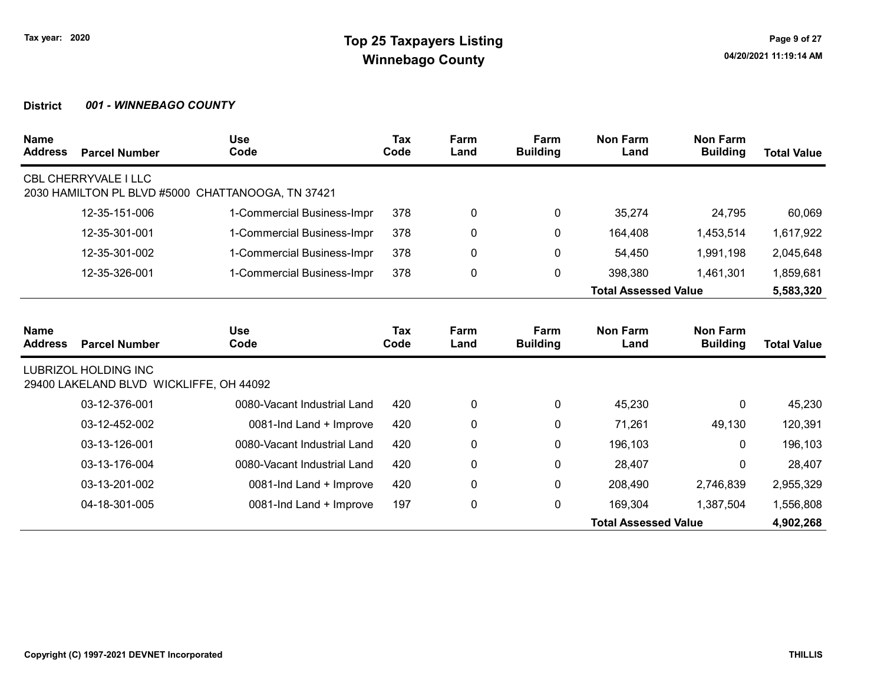# Top 25 Taxpayers Listing
## Winnebago County

Tax year: 2020

**District** ***001 - WINNEBAGO COUNTY***

| Name / Address | Parcel Number | Use Code | Tax Code | Farm Land | Farm Building | Non Farm Land | Non Farm Building | Total Value |
|---|---|---|---|---|---|---|---|---|
| CBL CHERRYVALE I LLC<br>2030 HAMILTON PL BLVD #5000 CHATTANOOGA, TN 37421 | | | | | | | | |
| | 12-35-151-006 | 1-Commercial Business-Impr | 378 | 0 | 0 | 35,274 | 24,795 | 60,069 |
| | 12-35-301-001 | 1-Commercial Business-Impr | 378 | 0 | 0 | 164,408 | 1,453,514 | 1,617,922 |
| | 12-35-301-002 | 1-Commercial Business-Impr | 378 | 0 | 0 | 54,450 | 1,991,198 | 2,045,648 |
| | 12-35-326-001 | 1-Commercial Business-Impr | 378 | 0 | 0 | 398,380 | 1,461,301 | 1,859,681 |
| | | | | | | **Total Assessed Value** | | **5,583,320** |

| Name / Address | Parcel Number | Use Code | Tax Code | Farm Land | Farm Building | Non Farm Land | Non Farm Building | Total Value |
|---|---|---|---|---|---|---|---|---|
| LUBRIZOL HOLDING INC<br>29400 LAKELAND BLVD WICKLIFFE, OH 44092 | | | | | | | | |
| | 03-12-376-001 | 0080-Vacant Industrial Land | 420 | 0 | 0 | 45,230 | 0 | 45,230 |
| | 03-12-452-002 | 0081-Ind Land + Improve | 420 | 0 | 0 | 71,261 | 49,130 | 120,391 |
| | 03-13-126-001 | 0080-Vacant Industrial Land | 420 | 0 | 0 | 196,103 | 0 | 196,103 |
| | 03-13-176-004 | 0080-Vacant Industrial Land | 420 | 0 | 0 | 28,407 | 0 | 28,407 |
| | 03-13-201-002 | 0081-Ind Land + Improve | 420 | 0 | 0 | 208,490 | 2,746,839 | 2,955,329 |
| | 04-18-301-005 | 0081-Ind Land + Improve | 197 | 0 | 0 | 169,304 | 1,387,504 | 1,556,808 |
| | | | | | | **Total Assessed Value** | | **4,902,268** |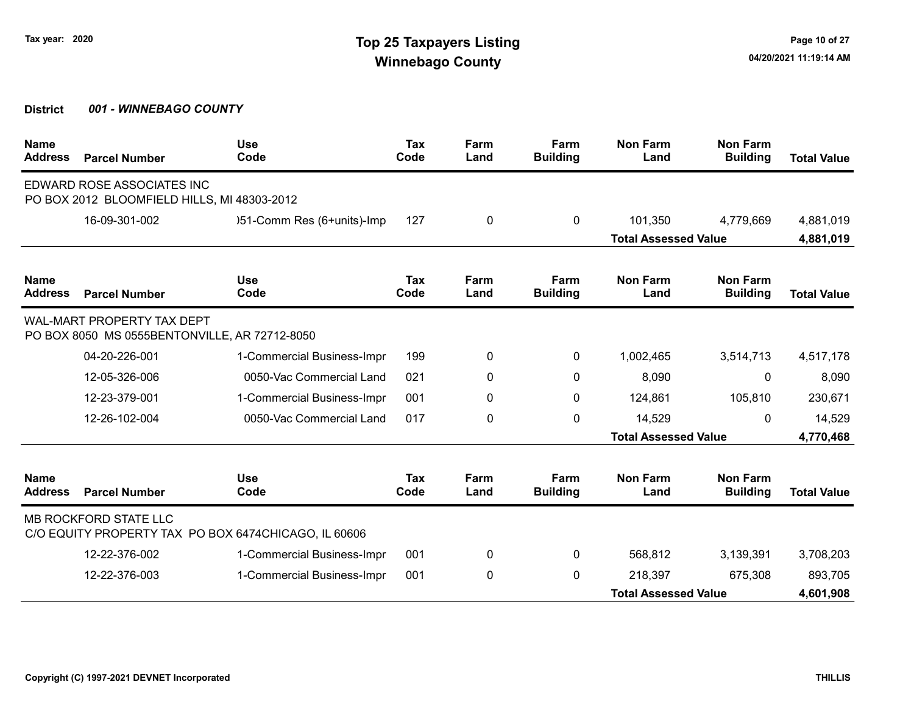Tax year: 2020

# Top 25 Taxpayers Listing
## Winnebago County

**District** ***001 - WINNEBAGO COUNTY***

| Name Address | Parcel Number | Use Code | Tax Code | Farm Land | Farm Building | Non Farm Land | Non Farm Building | Total Value |
|---|---|---|---|---|---|---|---|---|
| EDWARD ROSE ASSOCIATES INC<br>PO BOX 2012 BLOOMFIELD HILLS, MI 48303-2012 | | | | | | | | |
| | 16-09-301-002 | )51-Comm Res (6+units)-Imp | 127 | 0 | 0 | 101,350 | 4,779,669 | 4,881,019 |
| | | | | | | **Total Assessed Value** | | **4,881,019** |

| Name Address | Parcel Number | Use Code | Tax Code | Farm Land | Farm Building | Non Farm Land | Non Farm Building | Total Value |
|---|---|---|---|---|---|---|---|---|
| WAL-MART PROPERTY TAX DEPT<br>PO BOX 8050 MS 0555BENTONVILLE, AR 72712-8050 | | | | | | | | |
| | 04-20-226-001 | 1-Commercial Business-Impr | 199 | 0 | 0 | 1,002,465 | 3,514,713 | 4,517,178 |
| | 12-05-326-006 | 0050-Vac Commercial Land | 021 | 0 | 0 | 8,090 | 0 | 8,090 |
| | 12-23-379-001 | 1-Commercial Business-Impr | 001 | 0 | 0 | 124,861 | 105,810 | 230,671 |
| | 12-26-102-004 | 0050-Vac Commercial Land | 017 | 0 | 0 | 14,529 | 0 | 14,529 |
| | | | | | | **Total Assessed Value** | | **4,770,468** |

| Name Address | Parcel Number | Use Code | Tax Code | Farm Land | Farm Building | Non Farm Land | Non Farm Building | Total Value |
|---|---|---|---|---|---|---|---|---|
| MB ROCKFORD STATE LLC<br>C/O EQUITY PROPERTY TAX PO BOX 6474CHICAGO, IL 60606 | | | | | | | | |
| | 12-22-376-002 | 1-Commercial Business-Impr | 001 | 0 | 0 | 568,812 | 3,139,391 | 3,708,203 |
| | 12-22-376-003 | 1-Commercial Business-Impr | 001 | 0 | 0 | 218,397 | 675,308 | 893,705 |
| | | | | | | **Total Assessed Value** | | **4,601,908** |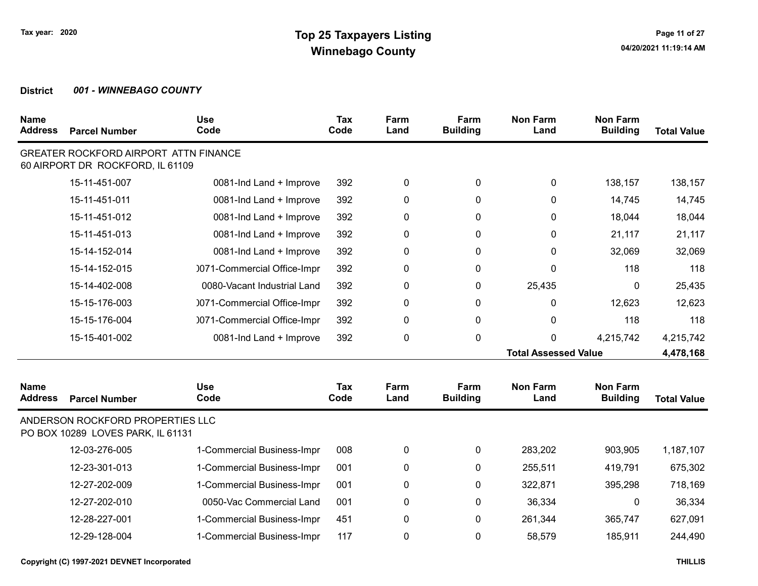Tax year: 2020

# Top 25 Taxpayers Listing
## Winnebago County

**District** ***001 - WINNEBAGO COUNTY***

| Name Address | Parcel Number | Use Code | Tax Code | Farm Land | Farm Building | Non Farm Land | Non Farm Building | Total Value |
|---|---|---|---|---|---|---|---|---|
| GREATER ROCKFORD AIRPORT ATTN FINANCE<br>60 AIRPORT DR ROCKFORD, IL 61109 | | | | | | | | |
| | 15-11-451-007 | 0081-Ind Land + Improve | 392 | 0 | 0 | 0 | 138,157 | 138,157 |
| | 15-11-451-011 | 0081-Ind Land + Improve | 392 | 0 | 0 | 0 | 14,745 | 14,745 |
| | 15-11-451-012 | 0081-Ind Land + Improve | 392 | 0 | 0 | 0 | 18,044 | 18,044 |
| | 15-11-451-013 | 0081-Ind Land + Improve | 392 | 0 | 0 | 0 | 21,117 | 21,117 |
| | 15-14-152-014 | 0081-Ind Land + Improve | 392 | 0 | 0 | 0 | 32,069 | 32,069 |
| | 15-14-152-015 | )071-Commercial Office-Impr | 392 | 0 | 0 | 0 | 118 | 118 |
| | 15-14-402-008 | 0080-Vacant Industrial Land | 392 | 0 | 0 | 25,435 | 0 | 25,435 |
| | 15-15-176-003 | )071-Commercial Office-Impr | 392 | 0 | 0 | 0 | 12,623 | 12,623 |
| | 15-15-176-004 | )071-Commercial Office-Impr | 392 | 0 | 0 | 0 | 118 | 118 |
| | 15-15-401-002 | 0081-Ind Land + Improve | 392 | 0 | 0 | 0 | 4,215,742 | 4,215,742 |
| | | | | | | **Total Assessed Value** | | **4,478,168** |

| Name Address | Parcel Number | Use Code | Tax Code | Farm Land | Farm Building | Non Farm Land | Non Farm Building | Total Value |
|---|---|---|---|---|---|---|---|---|
| ANDERSON ROCKFORD PROPERTIES LLC<br>PO BOX 10289 LOVES PARK, IL 61131 | | | | | | | | |
| | 12-03-276-005 | 1-Commercial Business-Impr | 008 | 0 | 0 | 283,202 | 903,905 | 1,187,107 |
| | 12-23-301-013 | 1-Commercial Business-Impr | 001 | 0 | 0 | 255,511 | 419,791 | 675,302 |
| | 12-27-202-009 | 1-Commercial Business-Impr | 001 | 0 | 0 | 322,871 | 395,298 | 718,169 |
| | 12-27-202-010 | 0050-Vac Commercial Land | 001 | 0 | 0 | 36,334 | 0 | 36,334 |
| | 12-28-227-001 | 1-Commercial Business-Impr | 451 | 0 | 0 | 261,344 | 365,747 | 627,091 |
| | 12-29-128-004 | 1-Commercial Business-Impr | 117 | 0 | 0 | 58,579 | 185,911 | 244,490 |

Copyright (C) 1997-2021 DEVNET Incorporated

THILLIS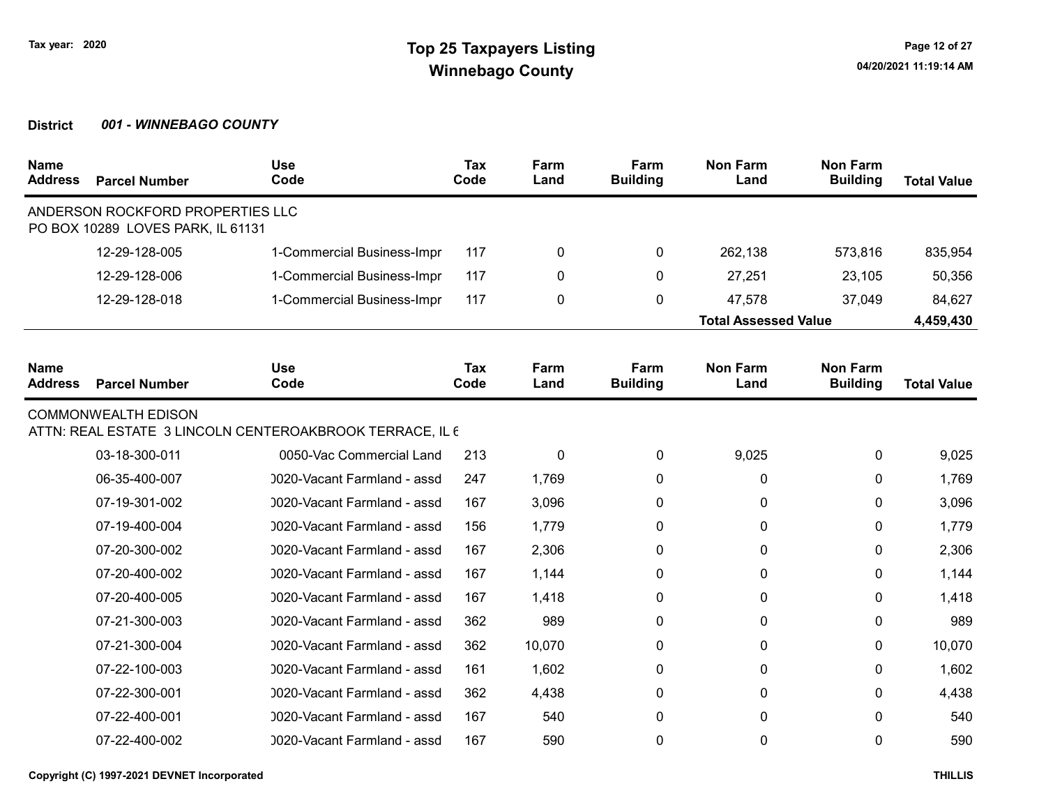Tax year: 2020

# Top 25 Taxpayers Listing
## Winnebago County

04/20/2021 11:19:14 AM

**District** ***001 - WINNEBAGO COUNTY***

| Name Address | Parcel Number | Use Code | Tax Code | Farm Land | Farm Building | Non Farm Land | Non Farm Building | Total Value |
|---|---|---|---|---|---|---|---|---|
| ANDERSON ROCKFORD PROPERTIES LLC PO BOX 10289 LOVES PARK, IL 61131 | | | | | | | | |
| | 12-29-128-005 | 1-Commercial Business-Impr | 117 | 0 | 0 | 262,138 | 573,816 | 835,954 |
| | 12-29-128-006 | 1-Commercial Business-Impr | 117 | 0 | 0 | 27,251 | 23,105 | 50,356 |
| | 12-29-128-018 | 1-Commercial Business-Impr | 117 | 0 | 0 | 47,578 | 37,049 | 84,627 |
| | | | | | | **Total Assessed Value** | | **4,459,430** |

| Name Address | Parcel Number | Use Code | Tax Code | Farm Land | Farm Building | Non Farm Land | Non Farm Building | Total Value |
|---|---|---|---|---|---|---|---|---|
| COMMONWEALTH EDISON ATTN: REAL ESTATE 3 LINCOLN CENTEROAKBROOK TERRACE, IL 6 | | | | | | | | |
| | 03-18-300-011 | 0050-Vac Commercial Land | 213 | 0 | 0 | 9,025 | 0 | 9,025 |
| | 06-35-400-007 | 0020-Vacant Farmland - assd | 247 | 1,769 | 0 | 0 | 0 | 1,769 |
| | 07-19-301-002 | 0020-Vacant Farmland - assd | 167 | 3,096 | 0 | 0 | 0 | 3,096 |
| | 07-19-400-004 | 0020-Vacant Farmland - assd | 156 | 1,779 | 0 | 0 | 0 | 1,779 |
| | 07-20-300-002 | 0020-Vacant Farmland - assd | 167 | 2,306 | 0 | 0 | 0 | 2,306 |
| | 07-20-400-002 | 0020-Vacant Farmland - assd | 167 | 1,144 | 0 | 0 | 0 | 1,144 |
| | 07-20-400-005 | 0020-Vacant Farmland - assd | 167 | 1,418 | 0 | 0 | 0 | 1,418 |
| | 07-21-300-003 | 0020-Vacant Farmland - assd | 362 | 989 | 0 | 0 | 0 | 989 |
| | 07-21-300-004 | 0020-Vacant Farmland - assd | 362 | 10,070 | 0 | 0 | 0 | 10,070 |
| | 07-22-100-003 | 0020-Vacant Farmland - assd | 161 | 1,602 | 0 | 0 | 0 | 1,602 |
| | 07-22-300-001 | 0020-Vacant Farmland - assd | 362 | 4,438 | 0 | 0 | 0 | 4,438 |
| | 07-22-400-001 | 0020-Vacant Farmland - assd | 167 | 540 | 0 | 0 | 0 | 540 |
| | 07-22-400-002 | 0020-Vacant Farmland - assd | 167 | 590 | 0 | 0 | 0 | 590 |

Copyright (C) 1997-2021 DEVNET Incorporated

THILLIS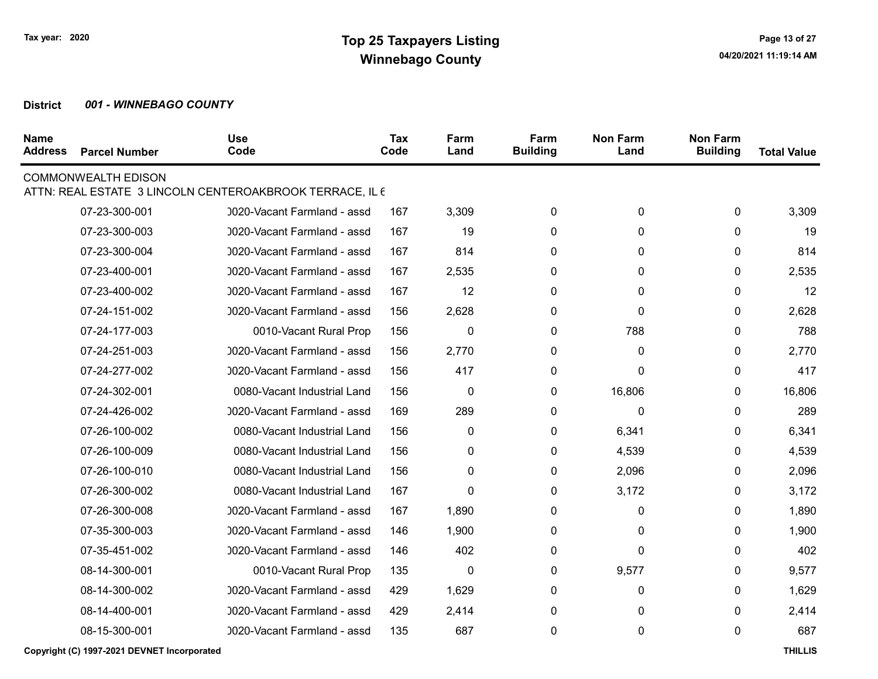# Top 25 Taxpayers Listing
## Winnebago County

Tax year: 2020

04/20/2021 11:19:14 AM

**District** ***001 - WINNEBAGO COUNTY***

| Name Address | Parcel Number | Use Code | Tax Code | Farm Land | Farm Building | Non Farm Land | Non Farm Building | Total Value |
|---|---|---|---|---|---|---|---|---|
| COMMONWEALTH EDISON | | | | | | | | |
| ATTN: REAL ESTATE 3 LINCOLN CENTEROAKBROOK TERRACE, IL 6 | | | | | | | | |
| | 07-23-300-001 | )020-Vacant Farmland - assd | 167 | 3,309 | 0 | 0 | 0 | 3,309 |
| | 07-23-300-003 | )020-Vacant Farmland - assd | 167 | 19 | 0 | 0 | 0 | 19 |
| | 07-23-300-004 | )020-Vacant Farmland - assd | 167 | 814 | 0 | 0 | 0 | 814 |
| | 07-23-400-001 | )020-Vacant Farmland - assd | 167 | 2,535 | 0 | 0 | 0 | 2,535 |
| | 07-23-400-002 | )020-Vacant Farmland - assd | 167 | 12 | 0 | 0 | 0 | 12 |
| | 07-24-151-002 | )020-Vacant Farmland - assd | 156 | 2,628 | 0 | 0 | 0 | 2,628 |
| | 07-24-177-003 | 0010-Vacant Rural Prop | 156 | 0 | 0 | 788 | 0 | 788 |
| | 07-24-251-003 | )020-Vacant Farmland - assd | 156 | 2,770 | 0 | 0 | 0 | 2,770 |
| | 07-24-277-002 | )020-Vacant Farmland - assd | 156 | 417 | 0 | 0 | 0 | 417 |
| | 07-24-302-001 | 0080-Vacant Industrial Land | 156 | 0 | 0 | 16,806 | 0 | 16,806 |
| | 07-24-426-002 | )020-Vacant Farmland - assd | 169 | 289 | 0 | 0 | 0 | 289 |
| | 07-26-100-002 | 0080-Vacant Industrial Land | 156 | 0 | 0 | 6,341 | 0 | 6,341 |
| | 07-26-100-009 | 0080-Vacant Industrial Land | 156 | 0 | 0 | 4,539 | 0 | 4,539 |
| | 07-26-100-010 | 0080-Vacant Industrial Land | 156 | 0 | 0 | 2,096 | 0 | 2,096 |
| | 07-26-300-002 | 0080-Vacant Industrial Land | 167 | 0 | 0 | 3,172 | 0 | 3,172 |
| | 07-26-300-008 | )020-Vacant Farmland - assd | 167 | 1,890 | 0 | 0 | 0 | 1,890 |
| | 07-35-300-003 | )020-Vacant Farmland - assd | 146 | 1,900 | 0 | 0 | 0 | 1,900 |
| | 07-35-451-002 | )020-Vacant Farmland - assd | 146 | 402 | 0 | 0 | 0 | 402 |
| | 08-14-300-001 | 0010-Vacant Rural Prop | 135 | 0 | 0 | 9,577 | 0 | 9,577 |
| | 08-14-300-002 | )020-Vacant Farmland - assd | 429 | 1,629 | 0 | 0 | 0 | 1,629 |
| | 08-14-400-001 | )020-Vacant Farmland - assd | 429 | 2,414 | 0 | 0 | 0 | 2,414 |
| | 08-15-300-001 | )020-Vacant Farmland - assd | 135 | 687 | 0 | 0 | 0 | 687 |

Copyright (C) 1997-2021 DEVNET Incorporated

THILLIS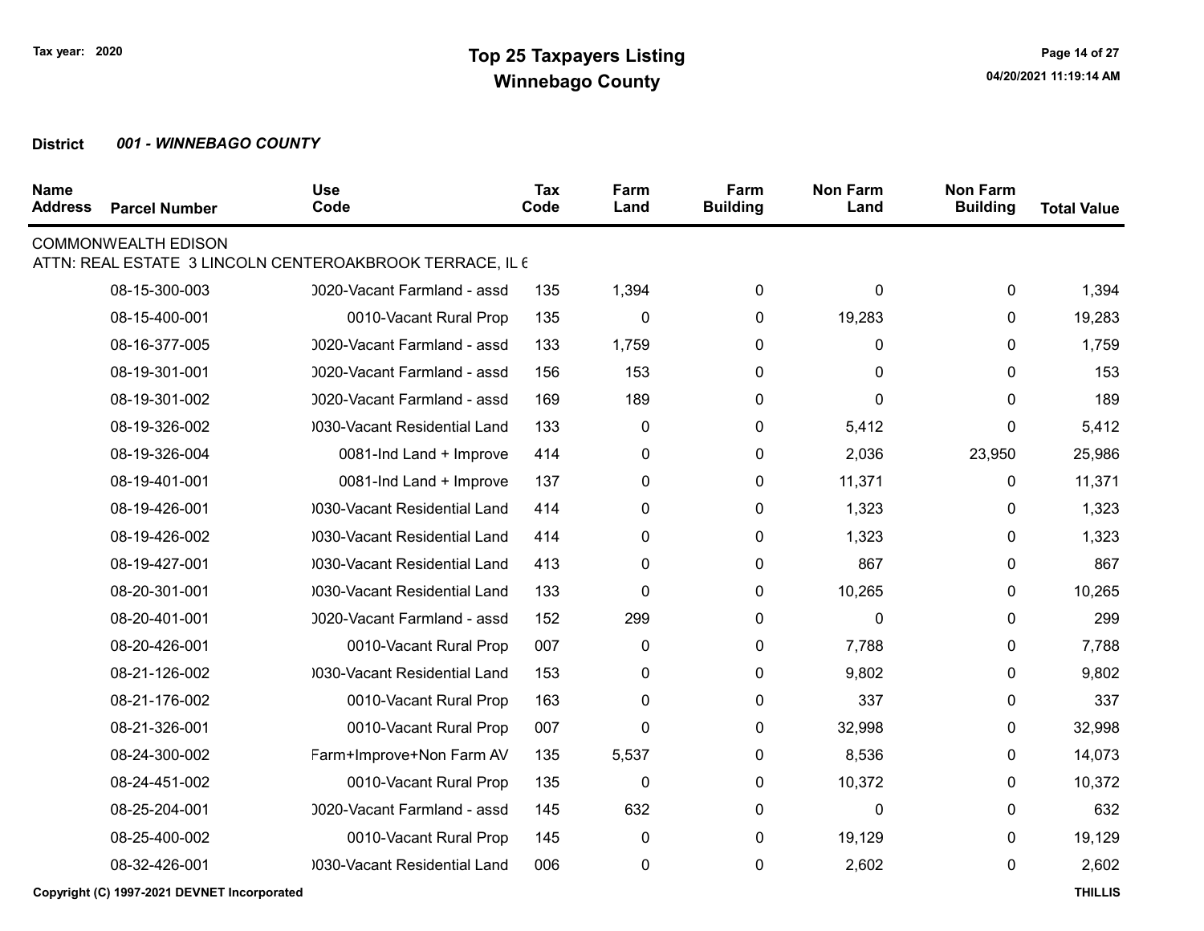# Top 25 Taxpayers Listing
## Winnebago County

Tax year: 2020

04/20/2021 11:19:14 AM

**District** ***001 - WINNEBAGO COUNTY***

| Name Address | Parcel Number | Use Code | Tax Code | Farm Land | Farm Building | Non Farm Land | Non Farm Building | Total Value |
|---|---|---|---|---|---|---|---|---|
| COMMONWEALTH EDISON | | | | | | | | |
| ATTN: REAL ESTATE 3 LINCOLN CENTEROAKBROOK TERRACE, IL 6 | | | | | | | | |
| | 08-15-300-003 | 0020-Vacant Farmland - assd | 135 | 1,394 | 0 | 0 | 0 | 1,394 |
| | 08-15-400-001 | 0010-Vacant Rural Prop | 135 | 0 | 0 | 19,283 | 0 | 19,283 |
| | 08-16-377-005 | 0020-Vacant Farmland - assd | 133 | 1,759 | 0 | 0 | 0 | 1,759 |
| | 08-19-301-001 | 0020-Vacant Farmland - assd | 156 | 153 | 0 | 0 | 0 | 153 |
| | 08-19-301-002 | 0020-Vacant Farmland - assd | 169 | 189 | 0 | 0 | 0 | 189 |
| | 08-19-326-002 | 0030-Vacant Residential Land | 133 | 0 | 0 | 5,412 | 0 | 5,412 |
| | 08-19-326-004 | 0081-Ind Land + Improve | 414 | 0 | 0 | 2,036 | 23,950 | 25,986 |
| | 08-19-401-001 | 0081-Ind Land + Improve | 137 | 0 | 0 | 11,371 | 0 | 11,371 |
| | 08-19-426-001 | 0030-Vacant Residential Land | 414 | 0 | 0 | 1,323 | 0 | 1,323 |
| | 08-19-426-002 | 0030-Vacant Residential Land | 414 | 0 | 0 | 1,323 | 0 | 1,323 |
| | 08-19-427-001 | 0030-Vacant Residential Land | 413 | 0 | 0 | 867 | 0 | 867 |
| | 08-20-301-001 | 0030-Vacant Residential Land | 133 | 0 | 0 | 10,265 | 0 | 10,265 |
| | 08-20-401-001 | 0020-Vacant Farmland - assd | 152 | 299 | 0 | 0 | 0 | 299 |
| | 08-20-426-001 | 0010-Vacant Rural Prop | 007 | 0 | 0 | 7,788 | 0 | 7,788 |
| | 08-21-126-002 | 0030-Vacant Residential Land | 153 | 0 | 0 | 9,802 | 0 | 9,802 |
| | 08-21-176-002 | 0010-Vacant Rural Prop | 163 | 0 | 0 | 337 | 0 | 337 |
| | 08-21-326-001 | 0010-Vacant Rural Prop | 007 | 0 | 0 | 32,998 | 0 | 32,998 |
| | 08-24-300-002 | Farm+Improve+Non Farm AV | 135 | 5,537 | 0 | 8,536 | 0 | 14,073 |
| | 08-24-451-002 | 0010-Vacant Rural Prop | 135 | 0 | 0 | 10,372 | 0 | 10,372 |
| | 08-25-204-001 | 0020-Vacant Farmland - assd | 145 | 632 | 0 | 0 | 0 | 632 |
| | 08-25-400-002 | 0010-Vacant Rural Prop | 145 | 0 | 0 | 19,129 | 0 | 19,129 |
| | 08-32-426-001 | 0030-Vacant Residential Land | 006 | 0 | 0 | 2,602 | 0 | 2,602 |

Copyright (C) 1997-2021 DEVNET Incorporated THILLIS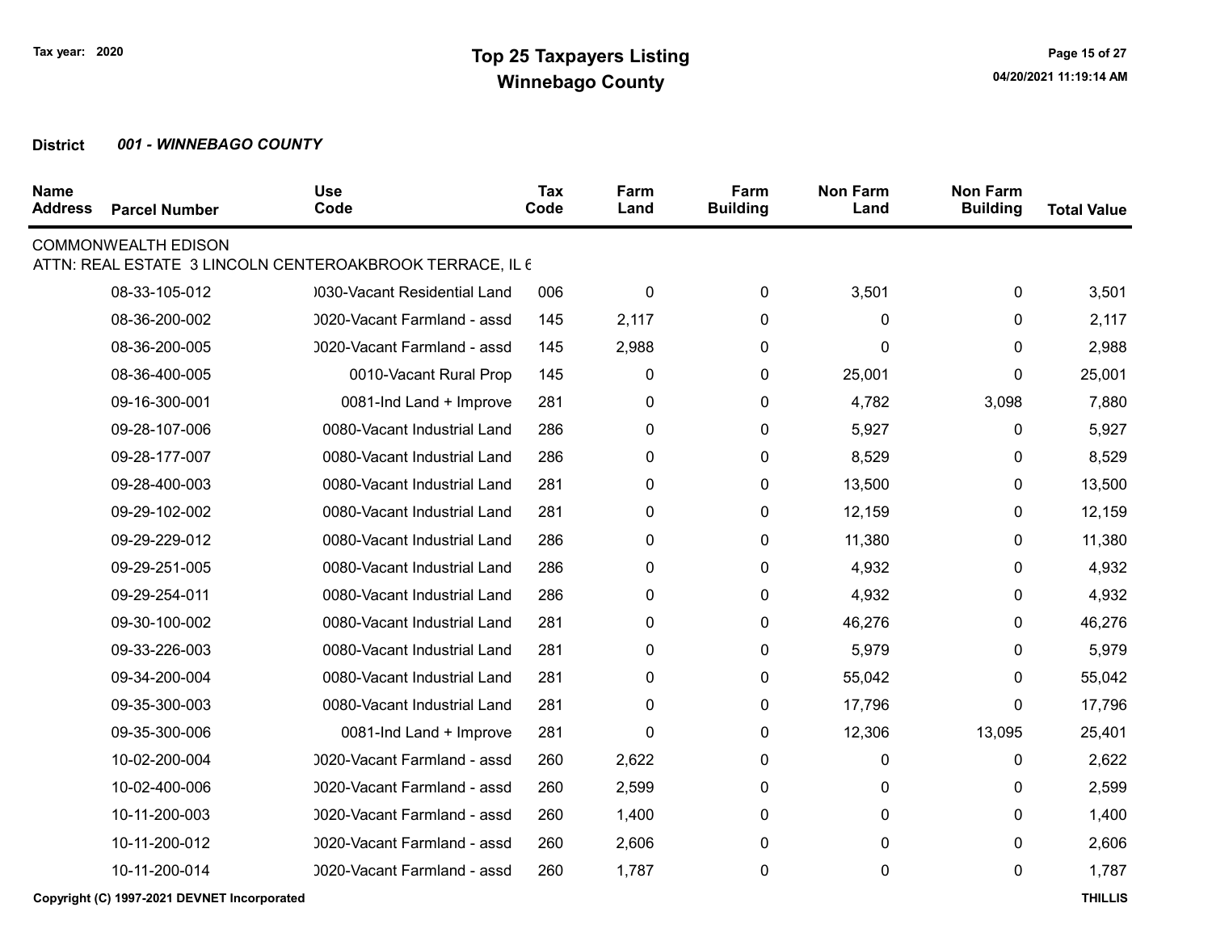Tax year: 2020

# Top 25 Taxpayers Listing
## Winnebago County

04/20/2021 11:19:14 AM

**District** ***001 - WINNEBAGO COUNTY***

| Name Address | Parcel Number | Use Code | Tax Code | Farm Land | Farm Building | Non Farm Land | Non Farm Building | Total Value |
|---|---|---|---|---|---|---|---|---|
| COMMONWEALTH EDISON | | | | | | | | |
| ATTN: REAL ESTATE 3 LINCOLN CENTEROAKBROOK TERRACE, IL 6 | | | | | | | | |
| | 08-33-105-012 | )030-Vacant Residential Land | 006 | 0 | 0 | 3,501 | 0 | 3,501 |
| | 08-36-200-002 | )020-Vacant Farmland - assd | 145 | 2,117 | 0 | 0 | 0 | 2,117 |
| | 08-36-200-005 | )020-Vacant Farmland - assd | 145 | 2,988 | 0 | 0 | 0 | 2,988 |
| | 08-36-400-005 | 0010-Vacant Rural Prop | 145 | 0 | 0 | 25,001 | 0 | 25,001 |
| | 09-16-300-001 | 0081-Ind Land + Improve | 281 | 0 | 0 | 4,782 | 3,098 | 7,880 |
| | 09-28-107-006 | 0080-Vacant Industrial Land | 286 | 0 | 0 | 5,927 | 0 | 5,927 |
| | 09-28-177-007 | 0080-Vacant Industrial Land | 286 | 0 | 0 | 8,529 | 0 | 8,529 |
| | 09-28-400-003 | 0080-Vacant Industrial Land | 281 | 0 | 0 | 13,500 | 0 | 13,500 |
| | 09-29-102-002 | 0080-Vacant Industrial Land | 281 | 0 | 0 | 12,159 | 0 | 12,159 |
| | 09-29-229-012 | 0080-Vacant Industrial Land | 286 | 0 | 0 | 11,380 | 0 | 11,380 |
| | 09-29-251-005 | 0080-Vacant Industrial Land | 286 | 0 | 0 | 4,932 | 0 | 4,932 |
| | 09-29-254-011 | 0080-Vacant Industrial Land | 286 | 0 | 0 | 4,932 | 0 | 4,932 |
| | 09-30-100-002 | 0080-Vacant Industrial Land | 281 | 0 | 0 | 46,276 | 0 | 46,276 |
| | 09-33-226-003 | 0080-Vacant Industrial Land | 281 | 0 | 0 | 5,979 | 0 | 5,979 |
| | 09-34-200-004 | 0080-Vacant Industrial Land | 281 | 0 | 0 | 55,042 | 0 | 55,042 |
| | 09-35-300-003 | 0080-Vacant Industrial Land | 281 | 0 | 0 | 17,796 | 0 | 17,796 |
| | 09-35-300-006 | 0081-Ind Land + Improve | 281 | 0 | 0 | 12,306 | 13,095 | 25,401 |
| | 10-02-200-004 | )020-Vacant Farmland - assd | 260 | 2,622 | 0 | 0 | 0 | 2,622 |
| | 10-02-400-006 | )020-Vacant Farmland - assd | 260 | 2,599 | 0 | 0 | 0 | 2,599 |
| | 10-11-200-003 | )020-Vacant Farmland - assd | 260 | 1,400 | 0 | 0 | 0 | 1,400 |
| | 10-11-200-012 | )020-Vacant Farmland - assd | 260 | 2,606 | 0 | 0 | 0 | 2,606 |
| | 10-11-200-014 | )020-Vacant Farmland - assd | 260 | 1,787 | 0 | 0 | 0 | 1,787 |

Copyright (C) 1997-2021 DEVNET Incorporated

THILLIS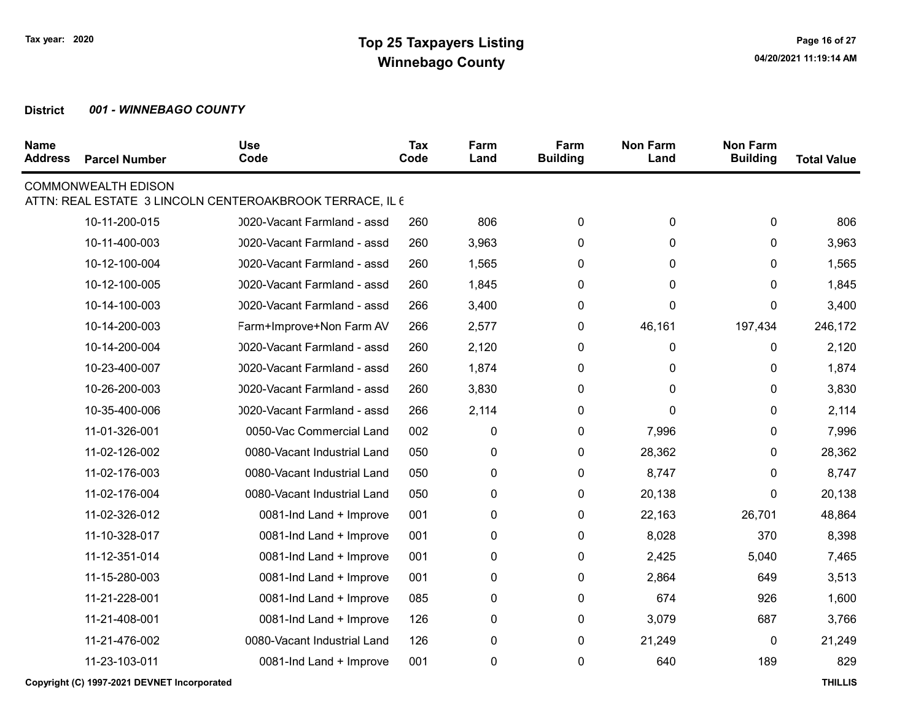# Top 25 Taxpayers Listing
## Winnebago County

Tax year: 2020

04/20/2021 11:19:14 AM

**District** ***001 - WINNEBAGO COUNTY***

| Name Address | Parcel Number | Use Code | Tax Code | Farm Land | Farm Building | Non Farm Land | Non Farm Building | Total Value |
|---|---|---|---|---|---|---|---|---|
| COMMONWEALTH EDISON | | | | | | | | |
| ATTN: REAL ESTATE 3 LINCOLN CENTEROAKBROOK TERRACE, IL 6 | | | | | | | | |
| | 10-11-200-015 | 0020-Vacant Farmland - assd | 260 | 806 | 0 | 0 | 0 | 806 |
| | 10-11-400-003 | 0020-Vacant Farmland - assd | 260 | 3,963 | 0 | 0 | 0 | 3,963 |
| | 10-12-100-004 | 0020-Vacant Farmland - assd | 260 | 1,565 | 0 | 0 | 0 | 1,565 |
| | 10-12-100-005 | 0020-Vacant Farmland - assd | 260 | 1,845 | 0 | 0 | 0 | 1,845 |
| | 10-14-100-003 | 0020-Vacant Farmland - assd | 266 | 3,400 | 0 | 0 | 0 | 3,400 |
| | 10-14-200-003 | Farm+Improve+Non Farm AV | 266 | 2,577 | 0 | 46,161 | 197,434 | 246,172 |
| | 10-14-200-004 | 0020-Vacant Farmland - assd | 260 | 2,120 | 0 | 0 | 0 | 2,120 |
| | 10-23-400-007 | 0020-Vacant Farmland - assd | 260 | 1,874 | 0 | 0 | 0 | 1,874 |
| | 10-26-200-003 | 0020-Vacant Farmland - assd | 260 | 3,830 | 0 | 0 | 0 | 3,830 |
| | 10-35-400-006 | 0020-Vacant Farmland - assd | 266 | 2,114 | 0 | 0 | 0 | 2,114 |
| | 11-01-326-001 | 0050-Vac Commercial Land | 002 | 0 | 0 | 7,996 | 0 | 7,996 |
| | 11-02-126-002 | 0080-Vacant Industrial Land | 050 | 0 | 0 | 28,362 | 0 | 28,362 |
| | 11-02-176-003 | 0080-Vacant Industrial Land | 050 | 0 | 0 | 8,747 | 0 | 8,747 |
| | 11-02-176-004 | 0080-Vacant Industrial Land | 050 | 0 | 0 | 20,138 | 0 | 20,138 |
| | 11-02-326-012 | 0081-Ind Land + Improve | 001 | 0 | 0 | 22,163 | 26,701 | 48,864 |
| | 11-10-328-017 | 0081-Ind Land + Improve | 001 | 0 | 0 | 8,028 | 370 | 8,398 |
| | 11-12-351-014 | 0081-Ind Land + Improve | 001 | 0 | 0 | 2,425 | 5,040 | 7,465 |
| | 11-15-280-003 | 0081-Ind Land + Improve | 001 | 0 | 0 | 2,864 | 649 | 3,513 |
| | 11-21-228-001 | 0081-Ind Land + Improve | 085 | 0 | 0 | 674 | 926 | 1,600 |
| | 11-21-408-001 | 0081-Ind Land + Improve | 126 | 0 | 0 | 3,079 | 687 | 3,766 |
| | 11-21-476-002 | 0080-Vacant Industrial Land | 126 | 0 | 0 | 21,249 | 0 | 21,249 |
| | 11-23-103-011 | 0081-Ind Land + Improve | 001 | 0 | 0 | 640 | 189 | 829 |

Copyright (C) 1997-2021 DEVNET Incorporated

THILLIS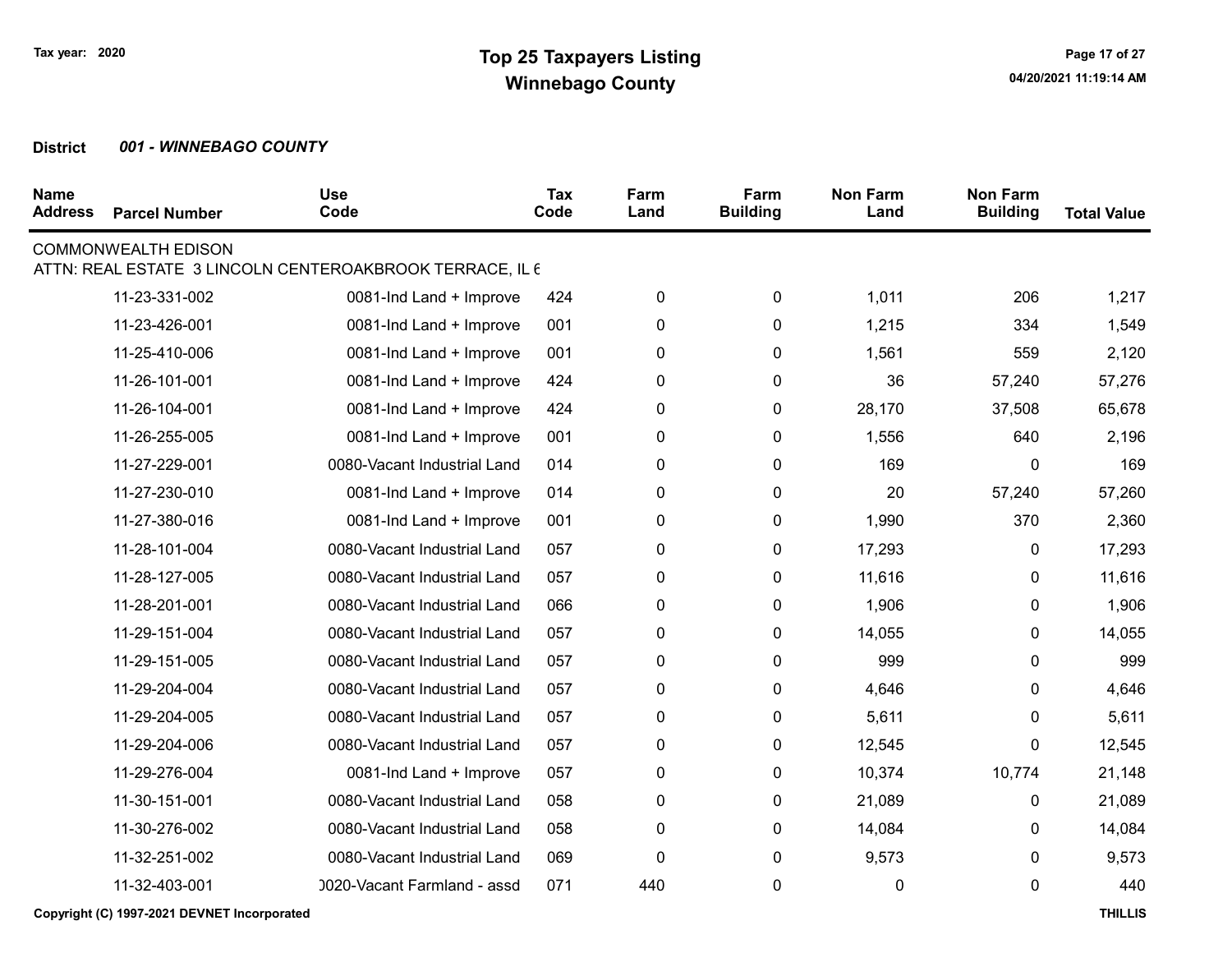# Top 25 Taxpayers Listing

## Winnebago County

Tax year: 2020

**District** ***001 - WINNEBAGO COUNTY***

| Name Address | Parcel Number | Use Code | Tax Code | Farm Land | Farm Building | Non Farm Land | Non Farm Building | Total Value |
|---|---|---|---|---|---|---|---|---|
| COMMONWEALTH EDISON | | | | | | | | |
| ATTN: REAL ESTATE 3 LINCOLN CENTEROAKBROOK TERRACE, IL 6 | | | | | | | | |
| | 11-23-331-002 | 0081-Ind Land + Improve | 424 | 0 | 0 | 1,011 | 206 | 1,217 |
| | 11-23-426-001 | 0081-Ind Land + Improve | 001 | 0 | 0 | 1,215 | 334 | 1,549 |
| | 11-25-410-006 | 0081-Ind Land + Improve | 001 | 0 | 0 | 1,561 | 559 | 2,120 |
| | 11-26-101-001 | 0081-Ind Land + Improve | 424 | 0 | 0 | 36 | 57,240 | 57,276 |
| | 11-26-104-001 | 0081-Ind Land + Improve | 424 | 0 | 0 | 28,170 | 37,508 | 65,678 |
| | 11-26-255-005 | 0081-Ind Land + Improve | 001 | 0 | 0 | 1,556 | 640 | 2,196 |
| | 11-27-229-001 | 0080-Vacant Industrial Land | 014 | 0 | 0 | 169 | 0 | 169 |
| | 11-27-230-010 | 0081-Ind Land + Improve | 014 | 0 | 0 | 20 | 57,240 | 57,260 |
| | 11-27-380-016 | 0081-Ind Land + Improve | 001 | 0 | 0 | 1,990 | 370 | 2,360 |
| | 11-28-101-004 | 0080-Vacant Industrial Land | 057 | 0 | 0 | 17,293 | 0 | 17,293 |
| | 11-28-127-005 | 0080-Vacant Industrial Land | 057 | 0 | 0 | 11,616 | 0 | 11,616 |
| | 11-28-201-001 | 0080-Vacant Industrial Land | 066 | 0 | 0 | 1,906 | 0 | 1,906 |
| | 11-29-151-004 | 0080-Vacant Industrial Land | 057 | 0 | 0 | 14,055 | 0 | 14,055 |
| | 11-29-151-005 | 0080-Vacant Industrial Land | 057 | 0 | 0 | 999 | 0 | 999 |
| | 11-29-204-004 | 0080-Vacant Industrial Land | 057 | 0 | 0 | 4,646 | 0 | 4,646 |
| | 11-29-204-005 | 0080-Vacant Industrial Land | 057 | 0 | 0 | 5,611 | 0 | 5,611 |
| | 11-29-204-006 | 0080-Vacant Industrial Land | 057 | 0 | 0 | 12,545 | 0 | 12,545 |
| | 11-29-276-004 | 0081-Ind Land + Improve | 057 | 0 | 0 | 10,374 | 10,774 | 21,148 |
| | 11-30-151-001 | 0080-Vacant Industrial Land | 058 | 0 | 0 | 21,089 | 0 | 21,089 |
| | 11-30-276-002 | 0080-Vacant Industrial Land | 058 | 0 | 0 | 14,084 | 0 | 14,084 |
| | 11-32-251-002 | 0080-Vacant Industrial Land | 069 | 0 | 0 | 9,573 | 0 | 9,573 |
| | 11-32-403-001 | 0020-Vacant Farmland - assd | 071 | 440 | 0 | 0 | 0 | 440 |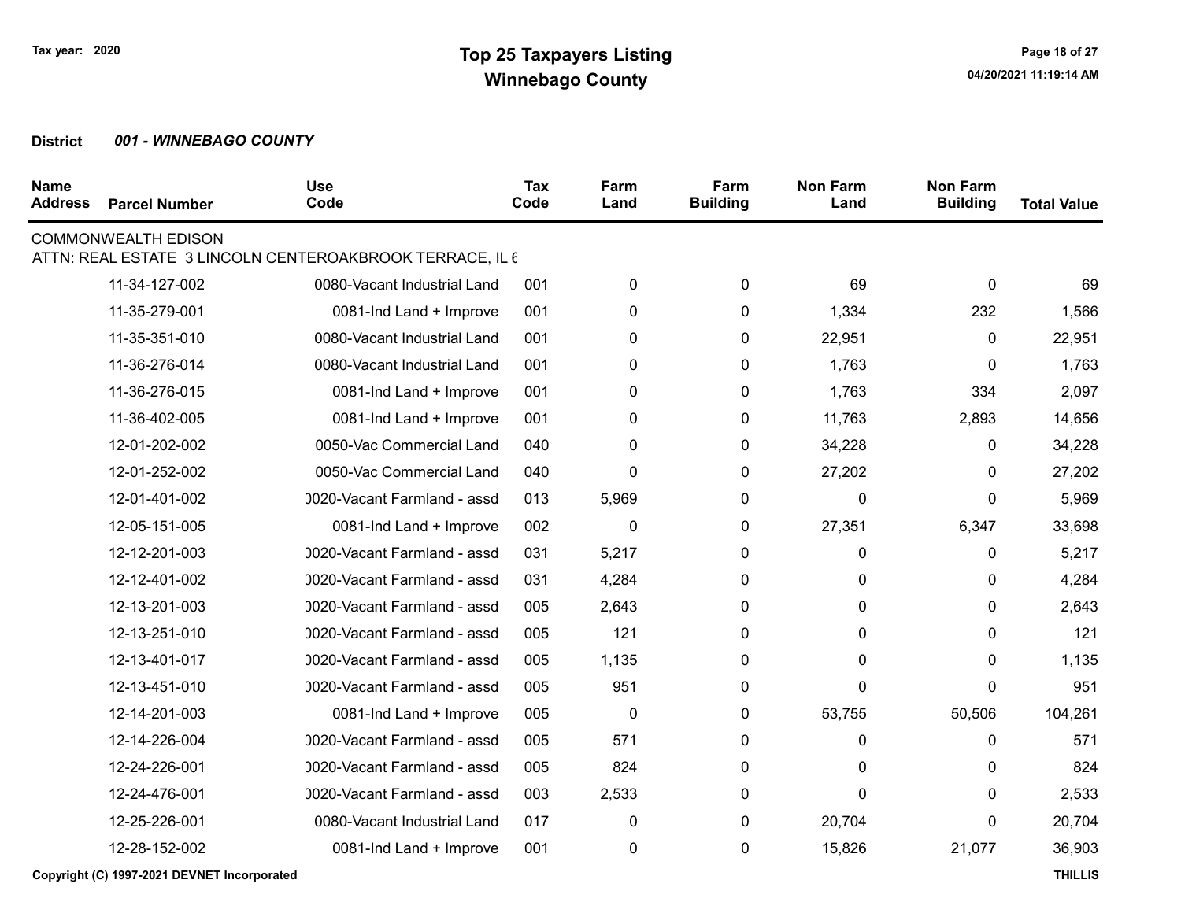Tax year: 2020

# Top 25 Taxpayers Listing
## Winnebago County

04/20/2021 11:19:14 AM

**District** ***001 - WINNEBAGO COUNTY***

| Name Address | Parcel Number | Use Code | Tax Code | Farm Land | Farm Building | Non Farm Land | Non Farm Building | Total Value |
|---|---|---|---|---|---|---|---|---|
| COMMONWEALTH EDISON | | | | | | | | |
| ATTN: REAL ESTATE 3 LINCOLN CENTEROAKBROOK TERRACE, IL 6 | | | | | | | | |
| | 11-34-127-002 | 0080-Vacant Industrial Land | 001 | 0 | 0 | 69 | 0 | 69 |
| | 11-35-279-001 | 0081-Ind Land + Improve | 001 | 0 | 0 | 1,334 | 232 | 1,566 |
| | 11-35-351-010 | 0080-Vacant Industrial Land | 001 | 0 | 0 | 22,951 | 0 | 22,951 |
| | 11-36-276-014 | 0080-Vacant Industrial Land | 001 | 0 | 0 | 1,763 | 0 | 1,763 |
| | 11-36-276-015 | 0081-Ind Land + Improve | 001 | 0 | 0 | 1,763 | 334 | 2,097 |
| | 11-36-402-005 | 0081-Ind Land + Improve | 001 | 0 | 0 | 11,763 | 2,893 | 14,656 |
| | 12-01-202-002 | 0050-Vac Commercial Land | 040 | 0 | 0 | 34,228 | 0 | 34,228 |
| | 12-01-252-002 | 0050-Vac Commercial Land | 040 | 0 | 0 | 27,202 | 0 | 27,202 |
| | 12-01-401-002 | 0020-Vacant Farmland - assd | 013 | 5,969 | 0 | 0 | 0 | 5,969 |
| | 12-05-151-005 | 0081-Ind Land + Improve | 002 | 0 | 0 | 27,351 | 6,347 | 33,698 |
| | 12-12-201-003 | 0020-Vacant Farmland - assd | 031 | 5,217 | 0 | 0 | 0 | 5,217 |
| | 12-12-401-002 | 0020-Vacant Farmland - assd | 031 | 4,284 | 0 | 0 | 0 | 4,284 |
| | 12-13-201-003 | 0020-Vacant Farmland - assd | 005 | 2,643 | 0 | 0 | 0 | 2,643 |
| | 12-13-251-010 | 0020-Vacant Farmland - assd | 005 | 121 | 0 | 0 | 0 | 121 |
| | 12-13-401-017 | 0020-Vacant Farmland - assd | 005 | 1,135 | 0 | 0 | 0 | 1,135 |
| | 12-13-451-010 | 0020-Vacant Farmland - assd | 005 | 951 | 0 | 0 | 0 | 951 |
| | 12-14-201-003 | 0081-Ind Land + Improve | 005 | 0 | 0 | 53,755 | 50,506 | 104,261 |
| | 12-14-226-004 | 0020-Vacant Farmland - assd | 005 | 571 | 0 | 0 | 0 | 571 |
| | 12-24-226-001 | 0020-Vacant Farmland - assd | 005 | 824 | 0 | 0 | 0 | 824 |
| | 12-24-476-001 | 0020-Vacant Farmland - assd | 003 | 2,533 | 0 | 0 | 0 | 2,533 |
| | 12-25-226-001 | 0080-Vacant Industrial Land | 017 | 0 | 0 | 20,704 | 0 | 20,704 |
| | 12-28-152-002 | 0081-Ind Land + Improve | 001 | 0 | 0 | 15,826 | 21,077 | 36,903 |

Copyright (C) 1997-2021 DEVNET Incorporated

THILLIS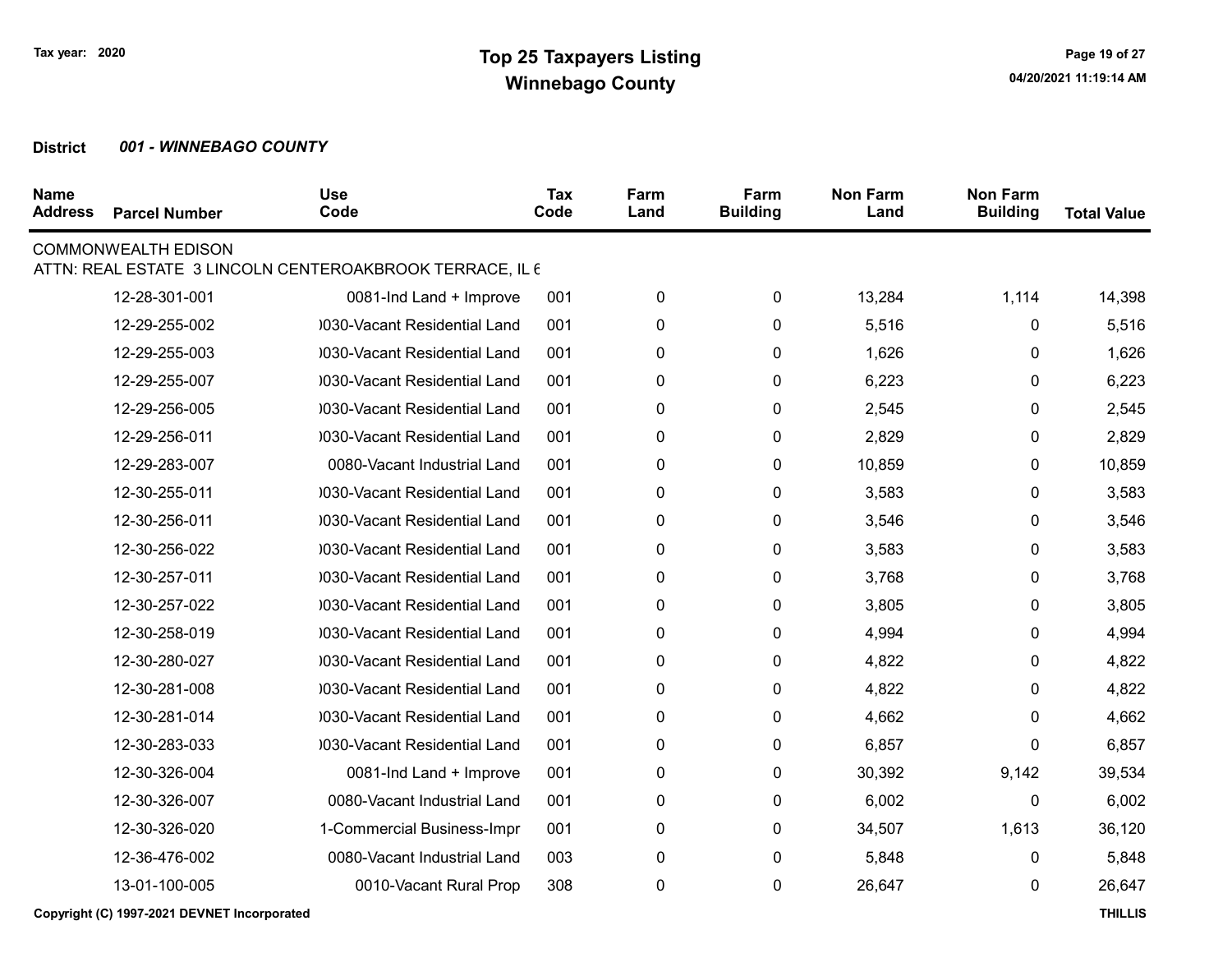# Top 25 Taxpayers Listing
## Winnebago County

Tax year: 2020

**District** ***001 - WINNEBAGO COUNTY***

| Name Address | Parcel Number | Use Code | Tax Code | Farm Land | Farm Building | Non Farm Land | Non Farm Building | Total Value |
|---|---|---|---|---|---|---|---|---|
| COMMONWEALTH EDISON | | | | | | | | |
| ATTN: REAL ESTATE 3 LINCOLN CENTEROAKBROOK TERRACE, IL 6 | | | | | | | | |
| | 12-28-301-001 | 0081-Ind Land + Improve | 001 | 0 | 0 | 13,284 | 1,114 | 14,398 |
| | 12-29-255-002 | )030-Vacant Residential Land | 001 | 0 | 0 | 5,516 | 0 | 5,516 |
| | 12-29-255-003 | )030-Vacant Residential Land | 001 | 0 | 0 | 1,626 | 0 | 1,626 |
| | 12-29-255-007 | )030-Vacant Residential Land | 001 | 0 | 0 | 6,223 | 0 | 6,223 |
| | 12-29-256-005 | )030-Vacant Residential Land | 001 | 0 | 0 | 2,545 | 0 | 2,545 |
| | 12-29-256-011 | )030-Vacant Residential Land | 001 | 0 | 0 | 2,829 | 0 | 2,829 |
| | 12-29-283-007 | 0080-Vacant Industrial Land | 001 | 0 | 0 | 10,859 | 0 | 10,859 |
| | 12-30-255-011 | )030-Vacant Residential Land | 001 | 0 | 0 | 3,583 | 0 | 3,583 |
| | 12-30-256-011 | )030-Vacant Residential Land | 001 | 0 | 0 | 3,546 | 0 | 3,546 |
| | 12-30-256-022 | )030-Vacant Residential Land | 001 | 0 | 0 | 3,583 | 0 | 3,583 |
| | 12-30-257-011 | )030-Vacant Residential Land | 001 | 0 | 0 | 3,768 | 0 | 3,768 |
| | 12-30-257-022 | )030-Vacant Residential Land | 001 | 0 | 0 | 3,805 | 0 | 3,805 |
| | 12-30-258-019 | )030-Vacant Residential Land | 001 | 0 | 0 | 4,994 | 0 | 4,994 |
| | 12-30-280-027 | )030-Vacant Residential Land | 001 | 0 | 0 | 4,822 | 0 | 4,822 |
| | 12-30-281-008 | )030-Vacant Residential Land | 001 | 0 | 0 | 4,822 | 0 | 4,822 |
| | 12-30-281-014 | )030-Vacant Residential Land | 001 | 0 | 0 | 4,662 | 0 | 4,662 |
| | 12-30-283-033 | )030-Vacant Residential Land | 001 | 0 | 0 | 6,857 | 0 | 6,857 |
| | 12-30-326-004 | 0081-Ind Land + Improve | 001 | 0 | 0 | 30,392 | 9,142 | 39,534 |
| | 12-30-326-007 | 0080-Vacant Industrial Land | 001 | 0 | 0 | 6,002 | 0 | 6,002 |
| | 12-30-326-020 | 1-Commercial Business-Impr | 001 | 0 | 0 | 34,507 | 1,613 | 36,120 |
| | 12-36-476-002 | 0080-Vacant Industrial Land | 003 | 0 | 0 | 5,848 | 0 | 5,848 |
| | 13-01-100-005 | 0010-Vacant Rural Prop | 308 | 0 | 0 | 26,647 | 0 | 26,647 |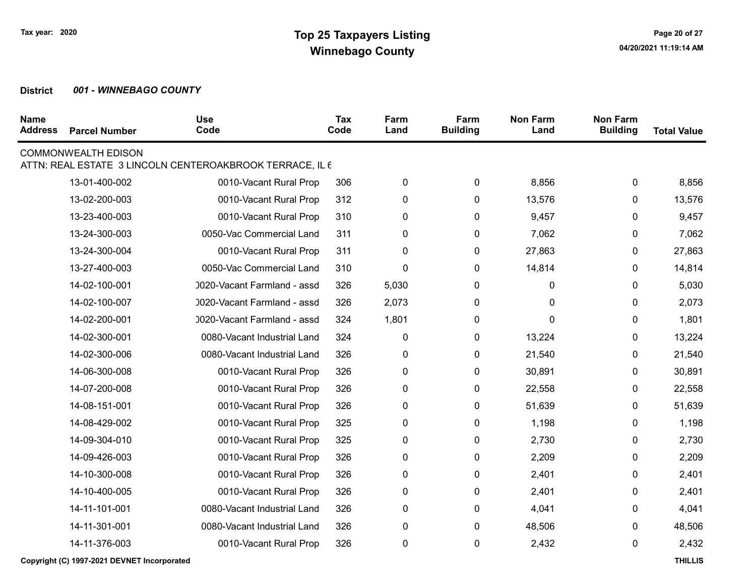# Top 25 Taxpayers Listing
## Winnebago County

Tax year: 2020

**District** ***001 - WINNEBAGO COUNTY***

| Name / Address | Parcel Number | Use Code | Tax Code | Farm Land | Farm Building | Non Farm Land | Non Farm Building | Total Value |
|---|---|---|---|---|---|---|---|---|
| COMMONWEALTH EDISON | | | | | | | | |
| ATTN: REAL ESTATE 3 LINCOLN CENTEROAKBROOK TERRACE, IL 6 | | | | | | | | |
| | 13-01-400-002 | 0010-Vacant Rural Prop | 306 | 0 | 0 | 8,856 | 0 | 8,856 |
| | 13-02-200-003 | 0010-Vacant Rural Prop | 312 | 0 | 0 | 13,576 | 0 | 13,576 |
| | 13-23-400-003 | 0010-Vacant Rural Prop | 310 | 0 | 0 | 9,457 | 0 | 9,457 |
| | 13-24-300-003 | 0050-Vac Commercial Land | 311 | 0 | 0 | 7,062 | 0 | 7,062 |
| | 13-24-300-004 | 0010-Vacant Rural Prop | 311 | 0 | 0 | 27,863 | 0 | 27,863 |
| | 13-27-400-003 | 0050-Vac Commercial Land | 310 | 0 | 0 | 14,814 | 0 | 14,814 |
| | 14-02-100-001 | 0020-Vacant Farmland - assd | 326 | 5,030 | 0 | 0 | 0 | 5,030 |
| | 14-02-100-007 | 0020-Vacant Farmland - assd | 326 | 2,073 | 0 | 0 | 0 | 2,073 |
| | 14-02-200-001 | 0020-Vacant Farmland - assd | 324 | 1,801 | 0 | 0 | 0 | 1,801 |
| | 14-02-300-001 | 0080-Vacant Industrial Land | 324 | 0 | 0 | 13,224 | 0 | 13,224 |
| | 14-02-300-006 | 0080-Vacant Industrial Land | 326 | 0 | 0 | 21,540 | 0 | 21,540 |
| | 14-06-300-008 | 0010-Vacant Rural Prop | 326 | 0 | 0 | 30,891 | 0 | 30,891 |
| | 14-07-200-008 | 0010-Vacant Rural Prop | 326 | 0 | 0 | 22,558 | 0 | 22,558 |
| | 14-08-151-001 | 0010-Vacant Rural Prop | 326 | 0 | 0 | 51,639 | 0 | 51,639 |
| | 14-08-429-002 | 0010-Vacant Rural Prop | 325 | 0 | 0 | 1,198 | 0 | 1,198 |
| | 14-09-304-010 | 0010-Vacant Rural Prop | 325 | 0 | 0 | 2,730 | 0 | 2,730 |
| | 14-09-426-003 | 0010-Vacant Rural Prop | 326 | 0 | 0 | 2,209 | 0 | 2,209 |
| | 14-10-300-008 | 0010-Vacant Rural Prop | 326 | 0 | 0 | 2,401 | 0 | 2,401 |
| | 14-10-400-005 | 0010-Vacant Rural Prop | 326 | 0 | 0 | 2,401 | 0 | 2,401 |
| | 14-11-101-001 | 0080-Vacant Industrial Land | 326 | 0 | 0 | 4,041 | 0 | 4,041 |
| | 14-11-301-001 | 0080-Vacant Industrial Land | 326 | 0 | 0 | 48,506 | 0 | 48,506 |
| | 14-11-376-003 | 0010-Vacant Rural Prop | 326 | 0 | 0 | 2,432 | 0 | 2,432 |

Copyright (C) 1997-2021 DEVNET Incorporated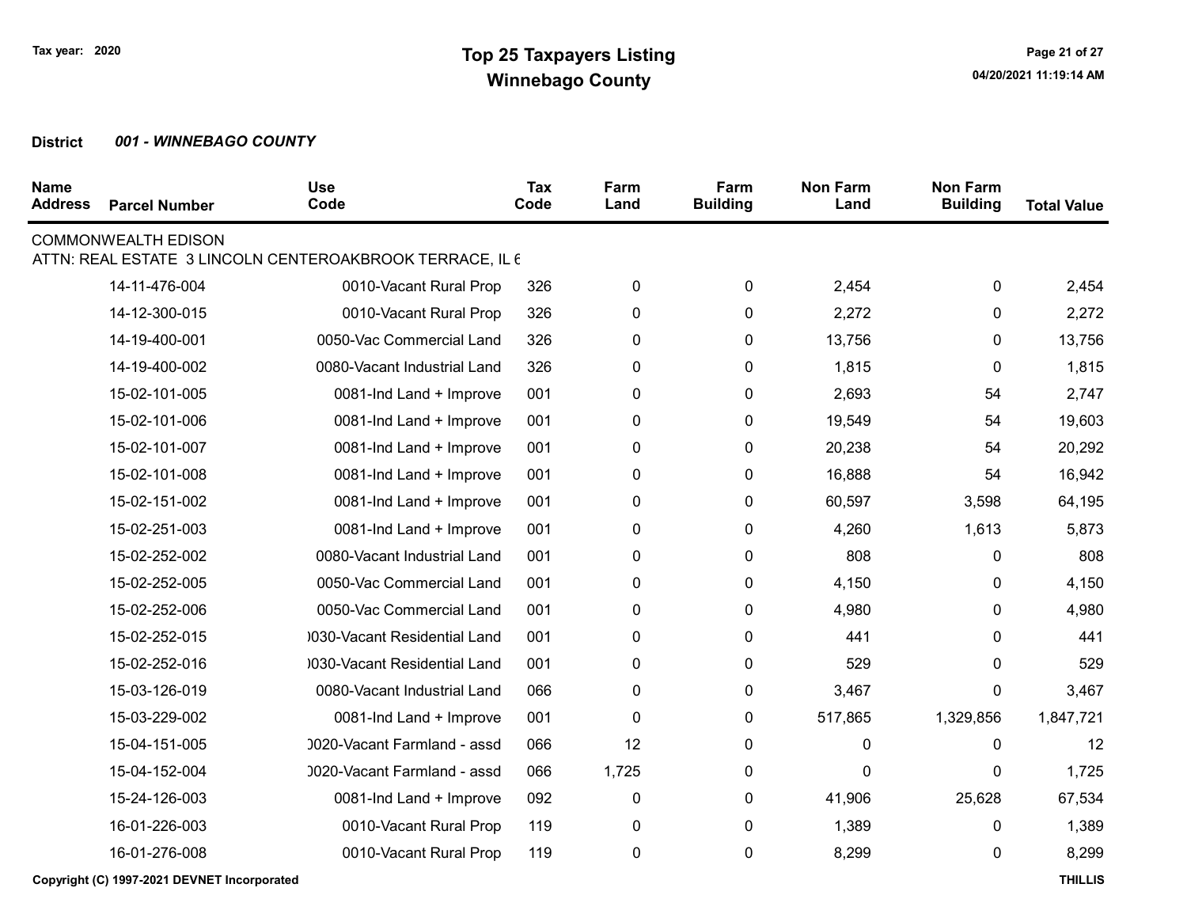Tax year: 2020

# Top 25 Taxpayers Listing
## Winnebago County

**District** ***001 - WINNEBAGO COUNTY***

| Name Address | Parcel Number | Use Code | Tax Code | Farm Land | Farm Building | Non Farm Land | Non Farm Building | Total Value |
|---|---|---|---|---|---|---|---|---|
| COMMONWEALTH EDISON | | | | | | | | |
| ATTN: REAL ESTATE 3 LINCOLN CENTEROAKBROOK TERRACE, IL 6 | | | | | | | | |
| | 14-11-476-004 | 0010-Vacant Rural Prop | 326 | 0 | 0 | 2,454 | 0 | 2,454 |
| | 14-12-300-015 | 0010-Vacant Rural Prop | 326 | 0 | 0 | 2,272 | 0 | 2,272 |
| | 14-19-400-001 | 0050-Vac Commercial Land | 326 | 0 | 0 | 13,756 | 0 | 13,756 |
| | 14-19-400-002 | 0080-Vacant Industrial Land | 326 | 0 | 0 | 1,815 | 0 | 1,815 |
| | 15-02-101-005 | 0081-Ind Land + Improve | 001 | 0 | 0 | 2,693 | 54 | 2,747 |
| | 15-02-101-006 | 0081-Ind Land + Improve | 001 | 0 | 0 | 19,549 | 54 | 19,603 |
| | 15-02-101-007 | 0081-Ind Land + Improve | 001 | 0 | 0 | 20,238 | 54 | 20,292 |
| | 15-02-101-008 | 0081-Ind Land + Improve | 001 | 0 | 0 | 16,888 | 54 | 16,942 |
| | 15-02-151-002 | 0081-Ind Land + Improve | 001 | 0 | 0 | 60,597 | 3,598 | 64,195 |
| | 15-02-251-003 | 0081-Ind Land + Improve | 001 | 0 | 0 | 4,260 | 1,613 | 5,873 |
| | 15-02-252-002 | 0080-Vacant Industrial Land | 001 | 0 | 0 | 808 | 0 | 808 |
| | 15-02-252-005 | 0050-Vac Commercial Land | 001 | 0 | 0 | 4,150 | 0 | 4,150 |
| | 15-02-252-006 | 0050-Vac Commercial Land | 001 | 0 | 0 | 4,980 | 0 | 4,980 |
| | 15-02-252-015 | )030-Vacant Residential Land | 001 | 0 | 0 | 441 | 0 | 441 |
| | 15-02-252-016 | )030-Vacant Residential Land | 001 | 0 | 0 | 529 | 0 | 529 |
| | 15-03-126-019 | 0080-Vacant Industrial Land | 066 | 0 | 0 | 3,467 | 0 | 3,467 |
| | 15-03-229-002 | 0081-Ind Land + Improve | 001 | 0 | 0 | 517,865 | 1,329,856 | 1,847,721 |
| | 15-04-151-005 | )020-Vacant Farmland - assd | 066 | 12 | 0 | 0 | 0 | 12 |
| | 15-04-152-004 | )020-Vacant Farmland - assd | 066 | 1,725 | 0 | 0 | 0 | 1,725 |
| | 15-24-126-003 | 0081-Ind Land + Improve | 092 | 0 | 0 | 41,906 | 25,628 | 67,534 |
| | 16-01-226-003 | 0010-Vacant Rural Prop | 119 | 0 | 0 | 1,389 | 0 | 1,389 |
| | 16-01-276-008 | 0010-Vacant Rural Prop | 119 | 0 | 0 | 8,299 | 0 | 8,299 |

Copyright (C) 1997-2021 DEVNET Incorporated

THILLIS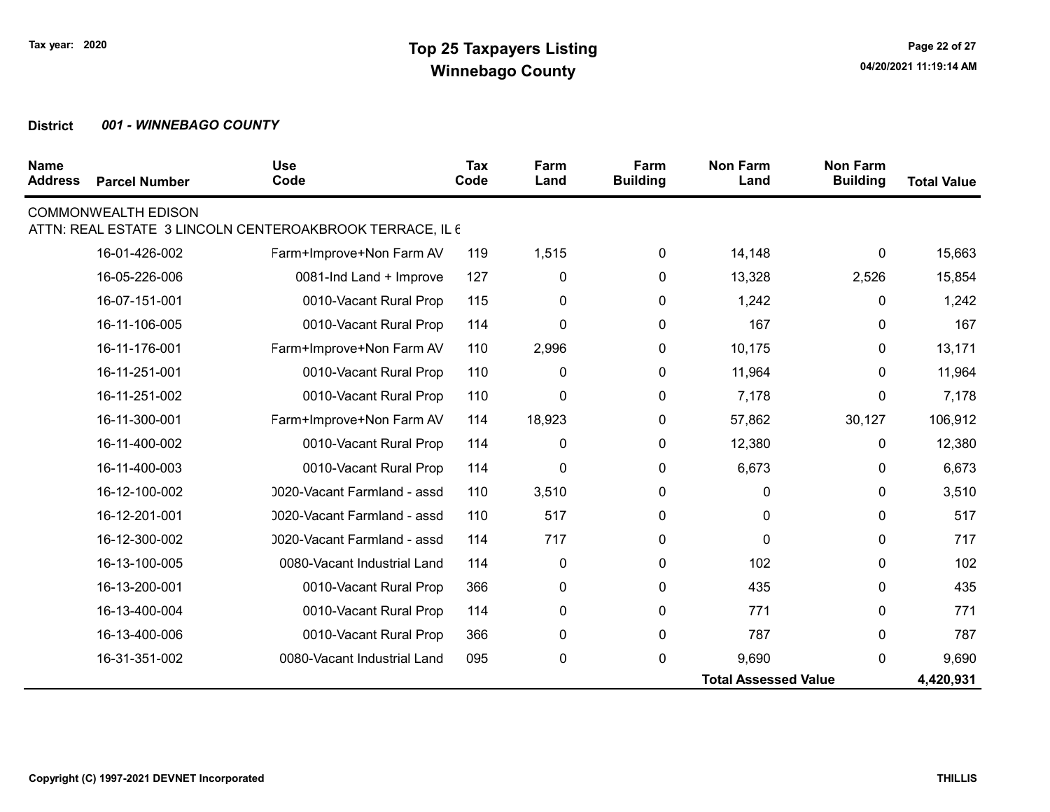Tax year: 2020

# Top 25 Taxpayers Listing
## Winnebago County

**District** ***001 - WINNEBAGO COUNTY***

| Name Address | Parcel Number | Use Code | Tax Code | Farm Land | Farm Building | Non Farm Land | Non Farm Building | Total Value |
|---|---|---|---|---|---|---|---|---|
| COMMONWEALTH EDISON | | | | | | | | |
| ATTN: REAL ESTATE 3 LINCOLN CENTEROAKBROOK TERRACE, IL 6 | | | | | | | | |
| | 16-01-426-002 | Farm+Improve+Non Farm AV | 119 | 1,515 | 0 | 14,148 | 0 | 15,663 |
| | 16-05-226-006 | 0081-Ind Land + Improve | 127 | 0 | 0 | 13,328 | 2,526 | 15,854 |
| | 16-07-151-001 | 0010-Vacant Rural Prop | 115 | 0 | 0 | 1,242 | 0 | 1,242 |
| | 16-11-106-005 | 0010-Vacant Rural Prop | 114 | 0 | 0 | 167 | 0 | 167 |
| | 16-11-176-001 | Farm+Improve+Non Farm AV | 110 | 2,996 | 0 | 10,175 | 0 | 13,171 |
| | 16-11-251-001 | 0010-Vacant Rural Prop | 110 | 0 | 0 | 11,964 | 0 | 11,964 |
| | 16-11-251-002 | 0010-Vacant Rural Prop | 110 | 0 | 0 | 7,178 | 0 | 7,178 |
| | 16-11-300-001 | Farm+Improve+Non Farm AV | 114 | 18,923 | 0 | 57,862 | 30,127 | 106,912 |
| | 16-11-400-002 | 0010-Vacant Rural Prop | 114 | 0 | 0 | 12,380 | 0 | 12,380 |
| | 16-11-400-003 | 0010-Vacant Rural Prop | 114 | 0 | 0 | 6,673 | 0 | 6,673 |
| | 16-12-100-002 | 0020-Vacant Farmland - assd | 110 | 3,510 | 0 | 0 | 0 | 3,510 |
| | 16-12-201-001 | 0020-Vacant Farmland - assd | 110 | 517 | 0 | 0 | 0 | 517 |
| | 16-12-300-002 | 0020-Vacant Farmland - assd | 114 | 717 | 0 | 0 | 0 | 717 |
| | 16-13-100-005 | 0080-Vacant Industrial Land | 114 | 0 | 0 | 102 | 0 | 102 |
| | 16-13-200-001 | 0010-Vacant Rural Prop | 366 | 0 | 0 | 435 | 0 | 435 |
| | 16-13-400-004 | 0010-Vacant Rural Prop | 114 | 0 | 0 | 771 | 0 | 771 |
| | 16-13-400-006 | 0010-Vacant Rural Prop | 366 | 0 | 0 | 787 | 0 | 787 |
| | 16-31-351-002 | 0080-Vacant Industrial Land | 095 | 0 | 0 | 9,690 | 0 | 9,690 |
| | | | | | | **Total Assessed Value** | | **4,420,931** |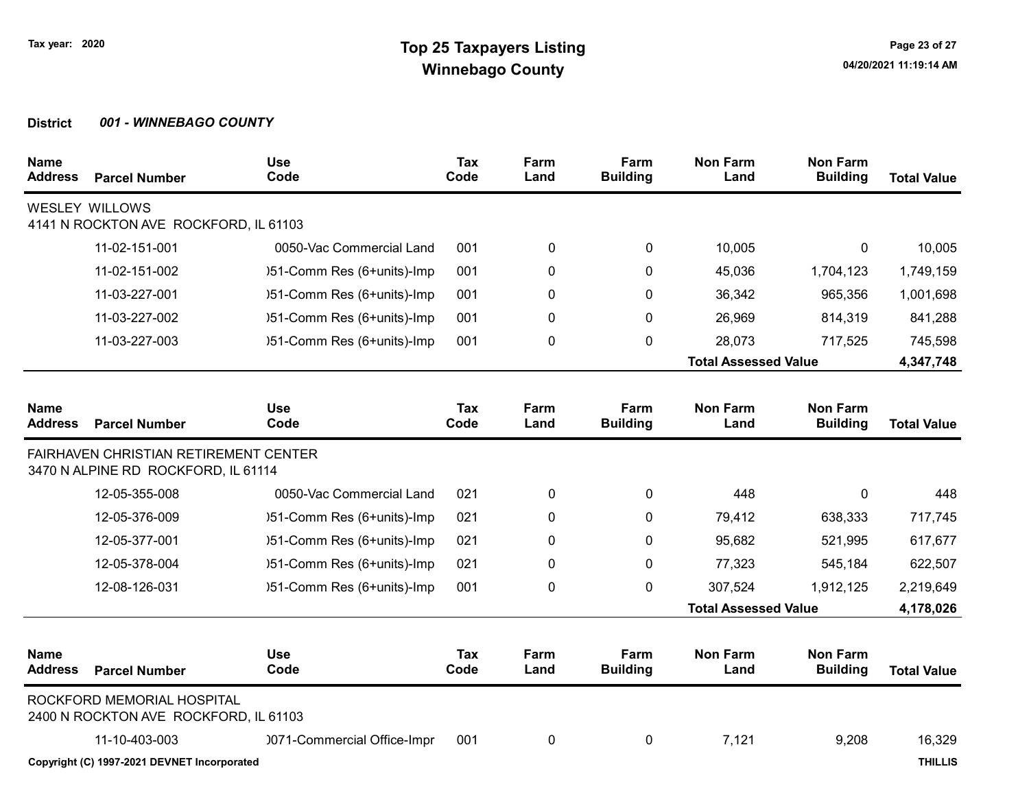**Tax year: 2020**

# Top 25 Taxpayers Listing
## Winnebago County

**District** ***001 - WINNEBAGO COUNTY***

| Name Address | Parcel Number | Use Code | Tax Code | Farm Land | Farm Building | Non Farm Land | Non Farm Building | Total Value |
|---|---|---|---|---|---|---|---|---|
| WESLEY WILLOWS<br>4141 N ROCKTON AVE ROCKFORD, IL 61103 | | | | | | | | |
| | 11-02-151-001 | 0050-Vac Commercial Land | 001 | 0 | 0 | 10,005 | 0 | 10,005 |
| | 11-02-151-002 | )51-Comm Res (6+units)-Imp | 001 | 0 | 0 | 45,036 | 1,704,123 | 1,749,159 |
| | 11-03-227-001 | )51-Comm Res (6+units)-Imp | 001 | 0 | 0 | 36,342 | 965,356 | 1,001,698 |
| | 11-03-227-002 | )51-Comm Res (6+units)-Imp | 001 | 0 | 0 | 26,969 | 814,319 | 841,288 |
| | 11-03-227-003 | )51-Comm Res (6+units)-Imp | 001 | 0 | 0 | 28,073 | 717,525 | 745,598 |
| | | | | | | **Total Assessed Value** | | **4,347,748** |

| Name Address | Parcel Number | Use Code | Tax Code | Farm Land | Farm Building | Non Farm Land | Non Farm Building | Total Value |
|---|---|---|---|---|---|---|---|---|
| FAIRHAVEN CHRISTIAN RETIREMENT CENTER<br>3470 N ALPINE RD ROCKFORD, IL 61114 | | | | | | | | |
| | 12-05-355-008 | 0050-Vac Commercial Land | 021 | 0 | 0 | 448 | 0 | 448 |
| | 12-05-376-009 | )51-Comm Res (6+units)-Imp | 021 | 0 | 0 | 79,412 | 638,333 | 717,745 |
| | 12-05-377-001 | )51-Comm Res (6+units)-Imp | 021 | 0 | 0 | 95,682 | 521,995 | 617,677 |
| | 12-05-378-004 | )51-Comm Res (6+units)-Imp | 021 | 0 | 0 | 77,323 | 545,184 | 622,507 |
| | 12-08-126-031 | )51-Comm Res (6+units)-Imp | 001 | 0 | 0 | 307,524 | 1,912,125 | 2,219,649 |
| | | | | | | **Total Assessed Value** | | **4,178,026** |

| Name Address | Parcel Number | Use Code | Tax Code | Farm Land | Farm Building | Non Farm Land | Non Farm Building | Total Value |
|---|---|---|---|---|---|---|---|---|
| ROCKFORD MEMORIAL HOSPITAL<br>2400 N ROCKTON AVE ROCKFORD, IL 61103 | | | | | | | | |
| | 11-10-403-003 | )071-Commercial Office-Impr | 001 | 0 | 0 | 7,121 | 9,208 | 16,329 |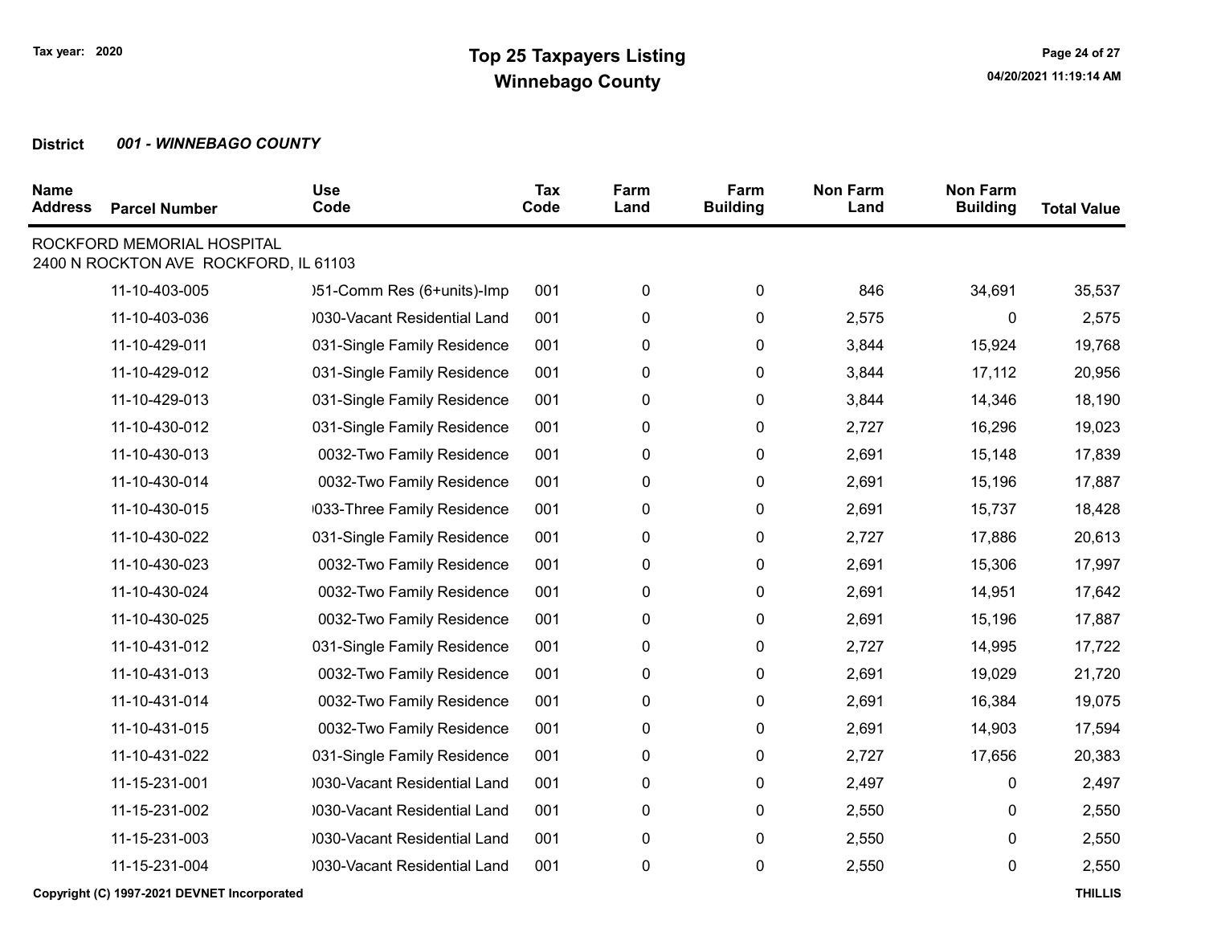**District** ***001 - WINNEBAGO COUNTY***

| Name Address | Parcel Number | Use Code | Tax Code | Farm Land | Farm Building | Non Farm Land | Non Farm Building | Total Value |
|---|---|---|---|---|---|---|---|---|
| ROCKFORD MEMORIAL HOSPITAL 2400 N ROCKTON AVE ROCKFORD, IL 61103 | | | | | | | | |
| | 11-10-403-005 | )51-Comm Res (6+units)-Imp | 001 | 0 | 0 | 846 | 34,691 | 35,537 |
| | 11-10-403-036 | )030-Vacant Residential Land | 001 | 0 | 0 | 2,575 | 0 | 2,575 |
| | 11-10-429-011 | 031-Single Family Residence | 001 | 0 | 0 | 3,844 | 15,924 | 19,768 |
| | 11-10-429-012 | 031-Single Family Residence | 001 | 0 | 0 | 3,844 | 17,112 | 20,956 |
| | 11-10-429-013 | 031-Single Family Residence | 001 | 0 | 0 | 3,844 | 14,346 | 18,190 |
| | 11-10-430-012 | 031-Single Family Residence | 001 | 0 | 0 | 2,727 | 16,296 | 19,023 |
| | 11-10-430-013 | 0032-Two Family Residence | 001 | 0 | 0 | 2,691 | 15,148 | 17,839 |
| | 11-10-430-014 | 0032-Two Family Residence | 001 | 0 | 0 | 2,691 | 15,196 | 17,887 |
| | 11-10-430-015 | )033-Three Family Residence | 001 | 0 | 0 | 2,691 | 15,737 | 18,428 |
| | 11-10-430-022 | 031-Single Family Residence | 001 | 0 | 0 | 2,727 | 17,886 | 20,613 |
| | 11-10-430-023 | 0032-Two Family Residence | 001 | 0 | 0 | 2,691 | 15,306 | 17,997 |
| | 11-10-430-024 | 0032-Two Family Residence | 001 | 0 | 0 | 2,691 | 14,951 | 17,642 |
| | 11-10-430-025 | 0032-Two Family Residence | 001 | 0 | 0 | 2,691 | 15,196 | 17,887 |
| | 11-10-431-012 | 031-Single Family Residence | 001 | 0 | 0 | 2,727 | 14,995 | 17,722 |
| | 11-10-431-013 | 0032-Two Family Residence | 001 | 0 | 0 | 2,691 | 19,029 | 21,720 |
| | 11-10-431-014 | 0032-Two Family Residence | 001 | 0 | 0 | 2,691 | 16,384 | 19,075 |
| | 11-10-431-015 | 0032-Two Family Residence | 001 | 0 | 0 | 2,691 | 14,903 | 17,594 |
| | 11-10-431-022 | 031-Single Family Residence | 001 | 0 | 0 | 2,727 | 17,656 | 20,383 |
| | 11-15-231-001 | )030-Vacant Residential Land | 001 | 0 | 0 | 2,497 | 0 | 2,497 |
| | 11-15-231-002 | )030-Vacant Residential Land | 001 | 0 | 0 | 2,550 | 0 | 2,550 |
| | 11-15-231-003 | )030-Vacant Residential Land | 001 | 0 | 0 | 2,550 | 0 | 2,550 |
| | 11-15-231-004 | )030-Vacant Residential Land | 001 | 0 | 0 | 2,550 | 0 | 2,550 |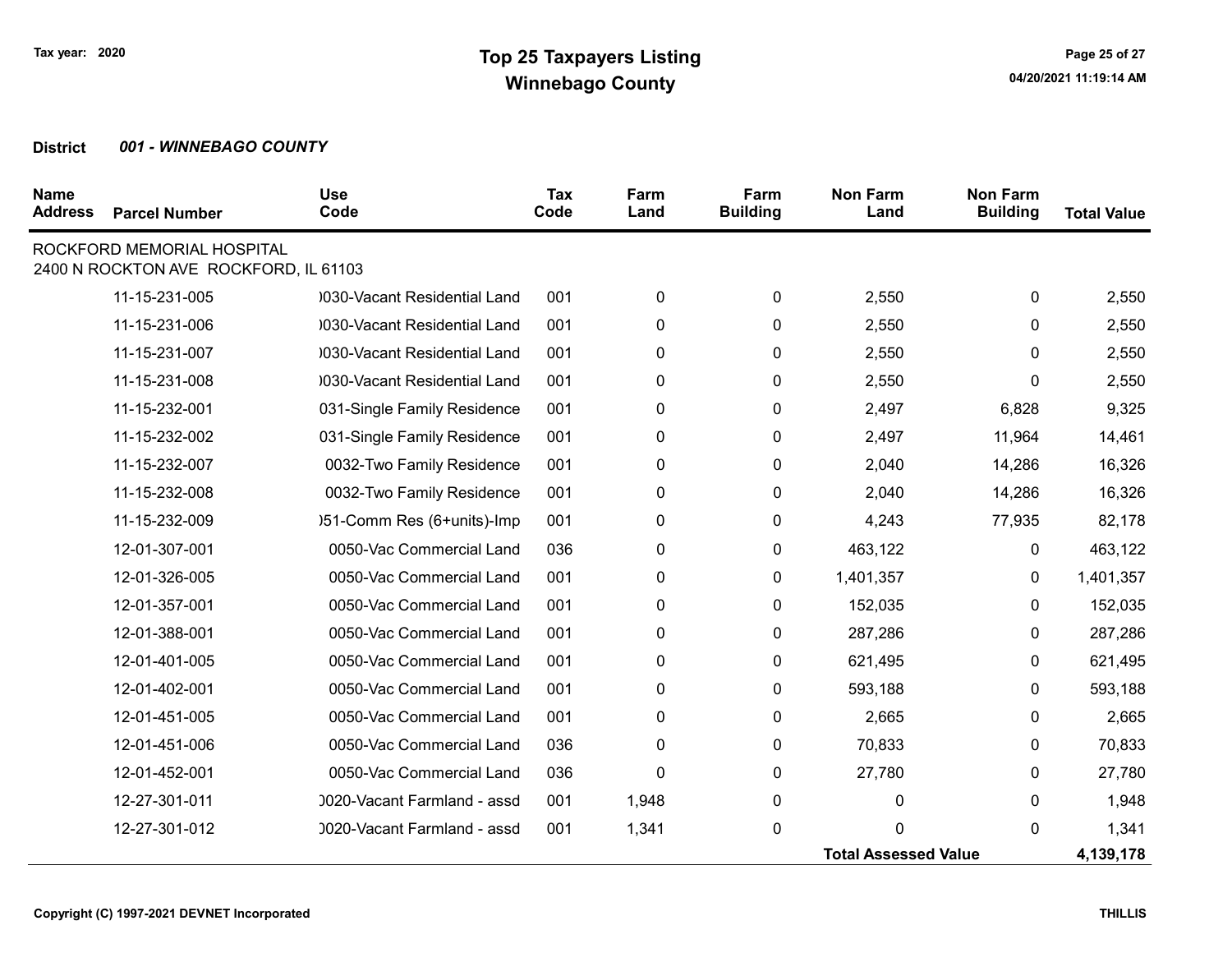# Top 25 Taxpayers Listing
## Winnebago County

Tax year: 2020

04/20/2021 11:19:14 AM

**District** ***001 - WINNEBAGO COUNTY***

| Name Address | Parcel Number | Use Code | Tax Code | Farm Land | Farm Building | Non Farm Land | Non Farm Building | Total Value |
|---|---|---|---|---|---|---|---|---|
| ROCKFORD MEMORIAL HOSPITAL 2400 N ROCKTON AVE ROCKFORD, IL 61103 | | | | | | | | |
| | 11-15-231-005 | )030-Vacant Residential Land | 001 | 0 | 0 | 2,550 | 0 | 2,550 |
| | 11-15-231-006 | )030-Vacant Residential Land | 001 | 0 | 0 | 2,550 | 0 | 2,550 |
| | 11-15-231-007 | )030-Vacant Residential Land | 001 | 0 | 0 | 2,550 | 0 | 2,550 |
| | 11-15-231-008 | )030-Vacant Residential Land | 001 | 0 | 0 | 2,550 | 0 | 2,550 |
| | 11-15-232-001 | 031-Single Family Residence | 001 | 0 | 0 | 2,497 | 6,828 | 9,325 |
| | 11-15-232-002 | 031-Single Family Residence | 001 | 0 | 0 | 2,497 | 11,964 | 14,461 |
| | 11-15-232-007 | 0032-Two Family Residence | 001 | 0 | 0 | 2,040 | 14,286 | 16,326 |
| | 11-15-232-008 | 0032-Two Family Residence | 001 | 0 | 0 | 2,040 | 14,286 | 16,326 |
| | 11-15-232-009 | )51-Comm Res (6+units)-Imp | 001 | 0 | 0 | 4,243 | 77,935 | 82,178 |
| | 12-01-307-001 | 0050-Vac Commercial Land | 036 | 0 | 0 | 463,122 | 0 | 463,122 |
| | 12-01-326-005 | 0050-Vac Commercial Land | 001 | 0 | 0 | 1,401,357 | 0 | 1,401,357 |
| | 12-01-357-001 | 0050-Vac Commercial Land | 001 | 0 | 0 | 152,035 | 0 | 152,035 |
| | 12-01-388-001 | 0050-Vac Commercial Land | 001 | 0 | 0 | 287,286 | 0 | 287,286 |
| | 12-01-401-005 | 0050-Vac Commercial Land | 001 | 0 | 0 | 621,495 | 0 | 621,495 |
| | 12-01-402-001 | 0050-Vac Commercial Land | 001 | 0 | 0 | 593,188 | 0 | 593,188 |
| | 12-01-451-005 | 0050-Vac Commercial Land | 001 | 0 | 0 | 2,665 | 0 | 2,665 |
| | 12-01-451-006 | 0050-Vac Commercial Land | 036 | 0 | 0 | 70,833 | 0 | 70,833 |
| | 12-01-452-001 | 0050-Vac Commercial Land | 036 | 0 | 0 | 27,780 | 0 | 27,780 |
| | 12-27-301-011 | )020-Vacant Farmland - assd | 001 | 1,948 | 0 | 0 | 0 | 1,948 |
| | 12-27-301-012 | )020-Vacant Farmland - assd | 001 | 1,341 | 0 | 0 | 0 | 1,341 |
| | | | | | | **Total Assessed Value** | | **4,139,178** |

**Copyright (C) 1997-2021 DEVNET Incorporated** **THILLIS**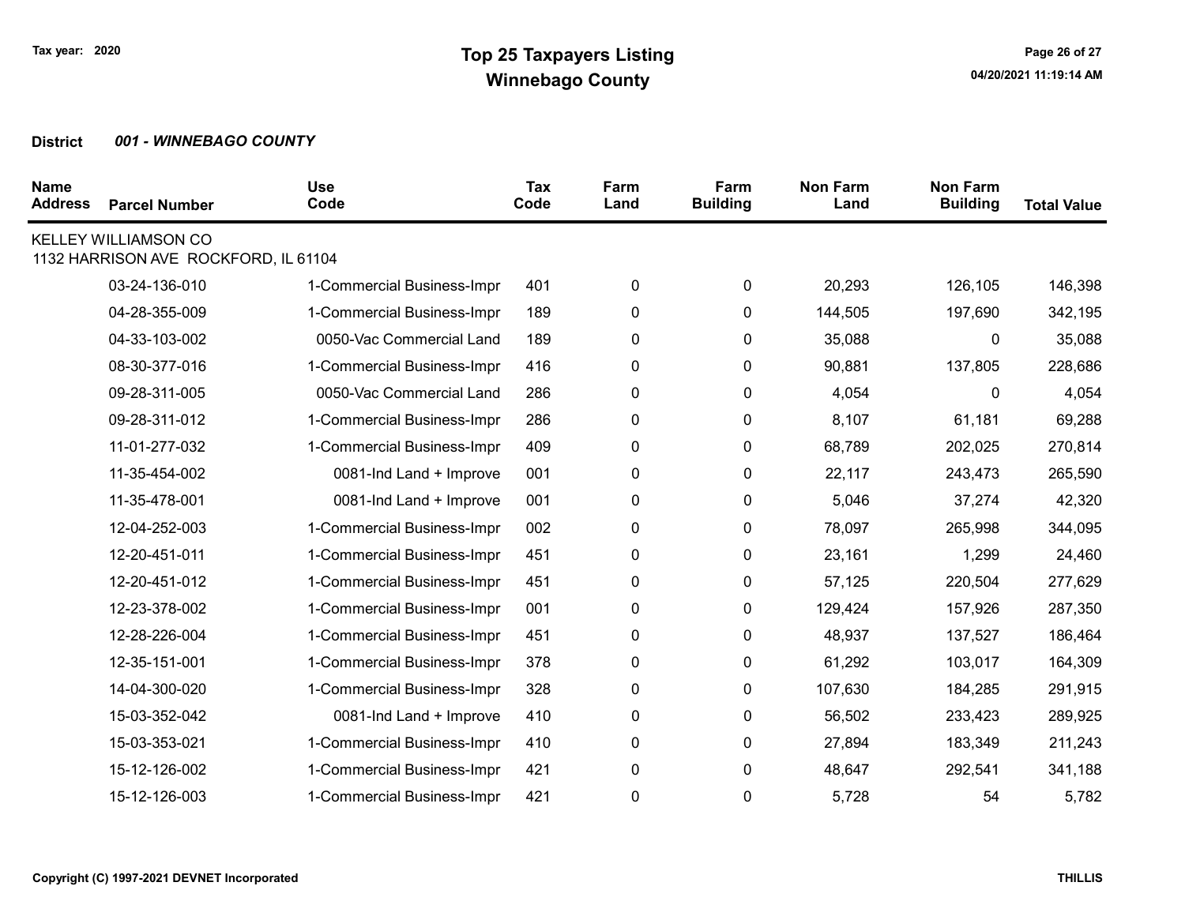Tax year: 2020

# Top 25 Taxpayers Listing
## Winnebago County

**District** ***001 - WINNEBAGO COUNTY***

| Name Address | Parcel Number | Use Code | Tax Code | Farm Land | Farm Building | Non Farm Land | Non Farm Building | Total Value |
|---|---|---|---|---|---|---|---|---|
| KELLEY WILLIAMSON CO<br>1132 HARRISON AVE ROCKFORD, IL 61104 | | | | | | | | |
| | 03-24-136-010 | 1-Commercial Business-Impr | 401 | 0 | 0 | 20,293 | 126,105 | 146,398 |
| | 04-28-355-009 | 1-Commercial Business-Impr | 189 | 0 | 0 | 144,505 | 197,690 | 342,195 |
| | 04-33-103-002 | 0050-Vac Commercial Land | 189 | 0 | 0 | 35,088 | 0 | 35,088 |
| | 08-30-377-016 | 1-Commercial Business-Impr | 416 | 0 | 0 | 90,881 | 137,805 | 228,686 |
| | 09-28-311-005 | 0050-Vac Commercial Land | 286 | 0 | 0 | 4,054 | 0 | 4,054 |
| | 09-28-311-012 | 1-Commercial Business-Impr | 286 | 0 | 0 | 8,107 | 61,181 | 69,288 |
| | 11-01-277-032 | 1-Commercial Business-Impr | 409 | 0 | 0 | 68,789 | 202,025 | 270,814 |
| | 11-35-454-002 | 0081-Ind Land + Improve | 001 | 0 | 0 | 22,117 | 243,473 | 265,590 |
| | 11-35-478-001 | 0081-Ind Land + Improve | 001 | 0 | 0 | 5,046 | 37,274 | 42,320 |
| | 12-04-252-003 | 1-Commercial Business-Impr | 002 | 0 | 0 | 78,097 | 265,998 | 344,095 |
| | 12-20-451-011 | 1-Commercial Business-Impr | 451 | 0 | 0 | 23,161 | 1,299 | 24,460 |
| | 12-20-451-012 | 1-Commercial Business-Impr | 451 | 0 | 0 | 57,125 | 220,504 | 277,629 |
| | 12-23-378-002 | 1-Commercial Business-Impr | 001 | 0 | 0 | 129,424 | 157,926 | 287,350 |
| | 12-28-226-004 | 1-Commercial Business-Impr | 451 | 0 | 0 | 48,937 | 137,527 | 186,464 |
| | 12-35-151-001 | 1-Commercial Business-Impr | 378 | 0 | 0 | 61,292 | 103,017 | 164,309 |
| | 14-04-300-020 | 1-Commercial Business-Impr | 328 | 0 | 0 | 107,630 | 184,285 | 291,915 |
| | 15-03-352-042 | 0081-Ind Land + Improve | 410 | 0 | 0 | 56,502 | 233,423 | 289,925 |
| | 15-03-353-021 | 1-Commercial Business-Impr | 410 | 0 | 0 | 27,894 | 183,349 | 211,243 |
| | 15-12-126-002 | 1-Commercial Business-Impr | 421 | 0 | 0 | 48,647 | 292,541 | 341,188 |
| | 15-12-126-003 | 1-Commercial Business-Impr | 421 | 0 | 0 | 5,728 | 54 | 5,782 |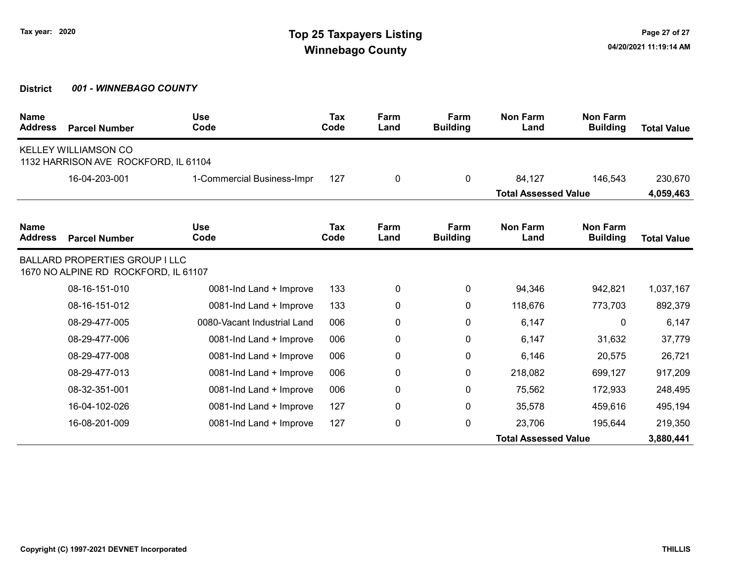Tax year: 2020

# Top 25 Taxpayers Listing
## Winnebago County

**District** ***001 - WINNEBAGO COUNTY***

| Name Address | Parcel Number | Use Code | Tax Code | Farm Land | Farm Building | Non Farm Land | Non Farm Building | Total Value |
|---|---|---|---|---|---|---|---|---|
| KELLEY WILLIAMSON CO<br>1132 HARRISON AVE ROCKFORD, IL 61104 | | | | | | | | |
| | 16-04-203-001 | 1-Commercial Business-Impr | 127 | 0 | 0 | 84,127 | 146,543 | 230,670 |
| | | | | | | **Total Assessed Value** | | **4,059,463** |

| Name Address | Parcel Number | Use Code | Tax Code | Farm Land | Farm Building | Non Farm Land | Non Farm Building | Total Value |
|---|---|---|---|---|---|---|---|---|
| BALLARD PROPERTIES GROUP I LLC<br>1670 NO ALPINE RD ROCKFORD, IL 61107 | | | | | | | | |
| | 08-16-151-010 | 0081-Ind Land + Improve | 133 | 0 | 0 | 94,346 | 942,821 | 1,037,167 |
| | 08-16-151-012 | 0081-Ind Land + Improve | 133 | 0 | 0 | 118,676 | 773,703 | 892,379 |
| | 08-29-477-005 | 0080-Vacant Industrial Land | 006 | 0 | 0 | 6,147 | 0 | 6,147 |
| | 08-29-477-006 | 0081-Ind Land + Improve | 006 | 0 | 0 | 6,147 | 31,632 | 37,779 |
| | 08-29-477-008 | 0081-Ind Land + Improve | 006 | 0 | 0 | 6,146 | 20,575 | 26,721 |
| | 08-29-477-013 | 0081-Ind Land + Improve | 006 | 0 | 0 | 218,082 | 699,127 | 917,209 |
| | 08-32-351-001 | 0081-Ind Land + Improve | 006 | 0 | 0 | 75,562 | 172,933 | 248,495 |
| | 16-04-102-026 | 0081-Ind Land + Improve | 127 | 0 | 0 | 35,578 | 459,616 | 495,194 |
| | 16-08-201-009 | 0081-Ind Land + Improve | 127 | 0 | 0 | 23,706 | 195,644 | 219,350 |
| | | | | | | **Total Assessed Value** | | **3,880,441** |